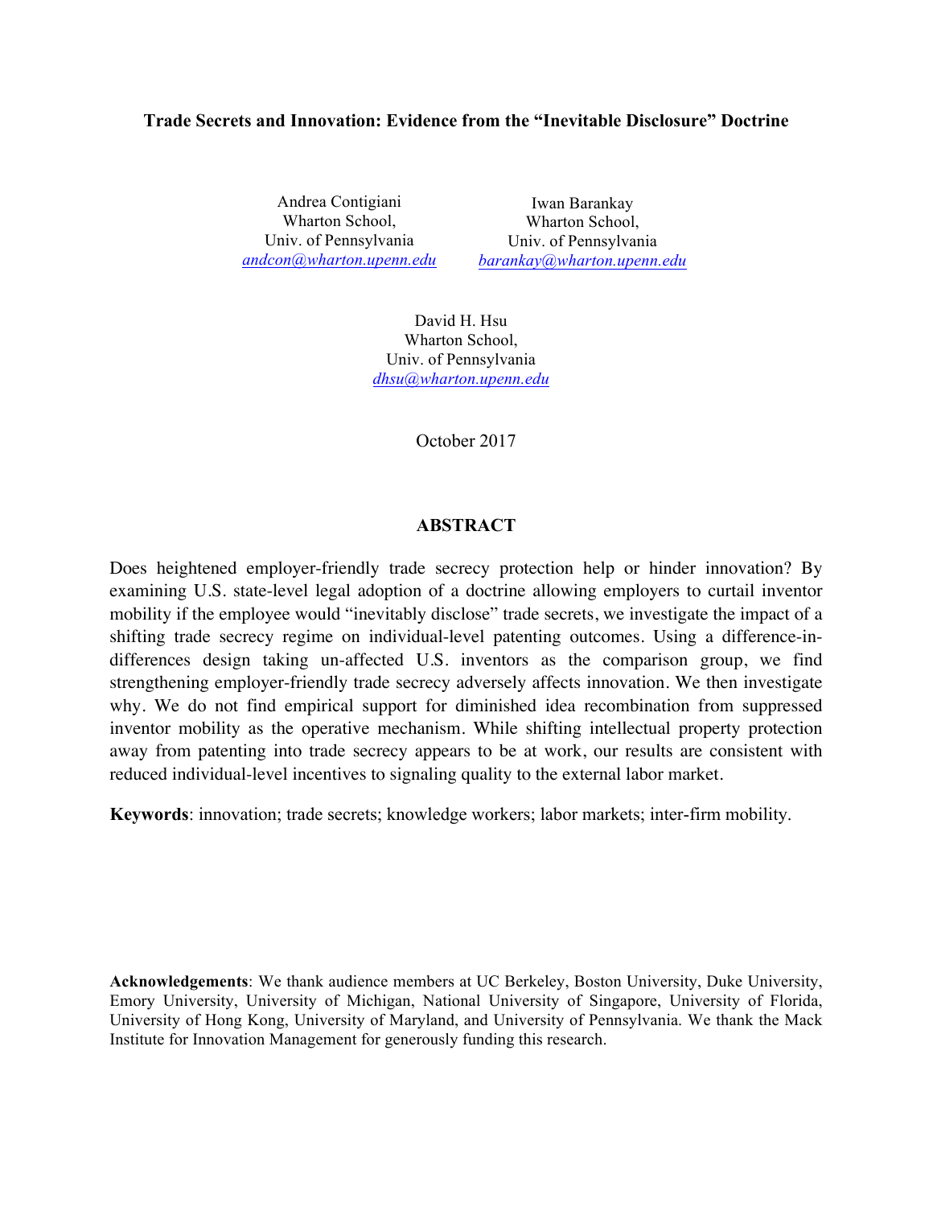# Trade Secrets and Innovation: Evidence from the "Inevitable Disclosure" Doctrine

Andrea Contigiani
Wharton School,
Univ. of Pennsylvania
andcon@wharton.upenn.edu

Iwan Barankay
Wharton School,
Univ. of Pennsylvania
barankay@wharton.upenn.edu

David H. Hsu
Wharton School,
Univ. of Pennsylvania
dhsu@wharton.upenn.edu

October 2017

## ABSTRACT

Does heightened employer-friendly trade secrecy protection help or hinder innovation? By examining U.S. state-level legal adoption of a doctrine allowing employers to curtail inventor mobility if the employee would "inevitably disclose" trade secrets, we investigate the impact of a shifting trade secrecy regime on individual-level patenting outcomes. Using a difference-in-differences design taking un-affected U.S. inventors as the comparison group, we find strengthening employer-friendly trade secrecy adversely affects innovation. We then investigate why. We do not find empirical support for diminished idea recombination from suppressed inventor mobility as the operative mechanism. While shifting intellectual property protection away from patenting into trade secrecy appears to be at work, our results are consistent with reduced individual-level incentives to signaling quality to the external labor market.

**Keywords**: innovation; trade secrets; knowledge workers; labor markets; inter-firm mobility.

**Acknowledgements**: We thank audience members at UC Berkeley, Boston University, Duke University, Emory University, University of Michigan, National University of Singapore, University of Florida, University of Hong Kong, University of Maryland, and University of Pennsylvania. We thank the Mack Institute for Innovation Management for generously funding this research.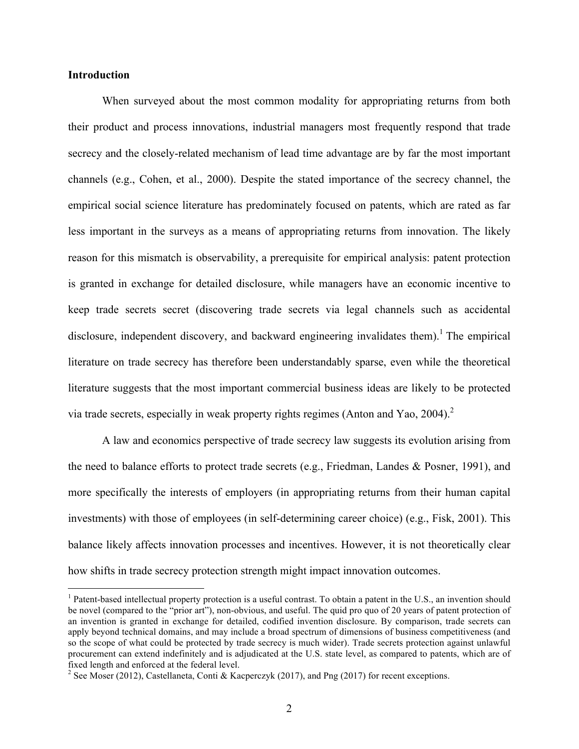## Introduction

When surveyed about the most common modality for appropriating returns from both their product and process innovations, industrial managers most frequently respond that trade secrecy and the closely-related mechanism of lead time advantage are by far the most important channels (e.g., Cohen, et al., 2000). Despite the stated importance of the secrecy channel, the empirical social science literature has predominately focused on patents, which are rated as far less important in the surveys as a means of appropriating returns from innovation. The likely reason for this mismatch is observability, a prerequisite for empirical analysis: patent protection is granted in exchange for detailed disclosure, while managers have an economic incentive to keep trade secrets secret (discovering trade secrets via legal channels such as accidental disclosure, independent discovery, and backward engineering invalidates them).[1] The empirical literature on trade secrecy has therefore been understandably sparse, even while the theoretical literature suggests that the most important commercial business ideas are likely to be protected via trade secrets, especially in weak property rights regimes (Anton and Yao, 2004).[2]

A law and economics perspective of trade secrecy law suggests its evolution arising from the need to balance efforts to protect trade secrets (e.g., Friedman, Landes & Posner, 1991), and more specifically the interests of employers (in appropriating returns from their human capital investments) with those of employees (in self-determining career choice) (e.g., Fisk, 2001). This balance likely affects innovation processes and incentives. However, it is not theoretically clear how shifts in trade secrecy protection strength might impact innovation outcomes.

[1] Patent-based intellectual property protection is a useful contrast. To obtain a patent in the U.S., an invention should be novel (compared to the "prior art"), non-obvious, and useful. The quid pro quo of 20 years of patent protection of an invention is granted in exchange for detailed, codified invention disclosure. By comparison, trade secrets can apply beyond technical domains, and may include a broad spectrum of dimensions of business competitiveness (and so the scope of what could be protected by trade secrecy is much wider). Trade secrets protection against unlawful procurement can extend indefinitely and is adjudicated at the U.S. state level, as compared to patents, which are of fixed length and enforced at the federal level.

[2] See Moser (2012), Castellaneta, Conti & Kacperczyk (2017), and Png (2017) for recent exceptions.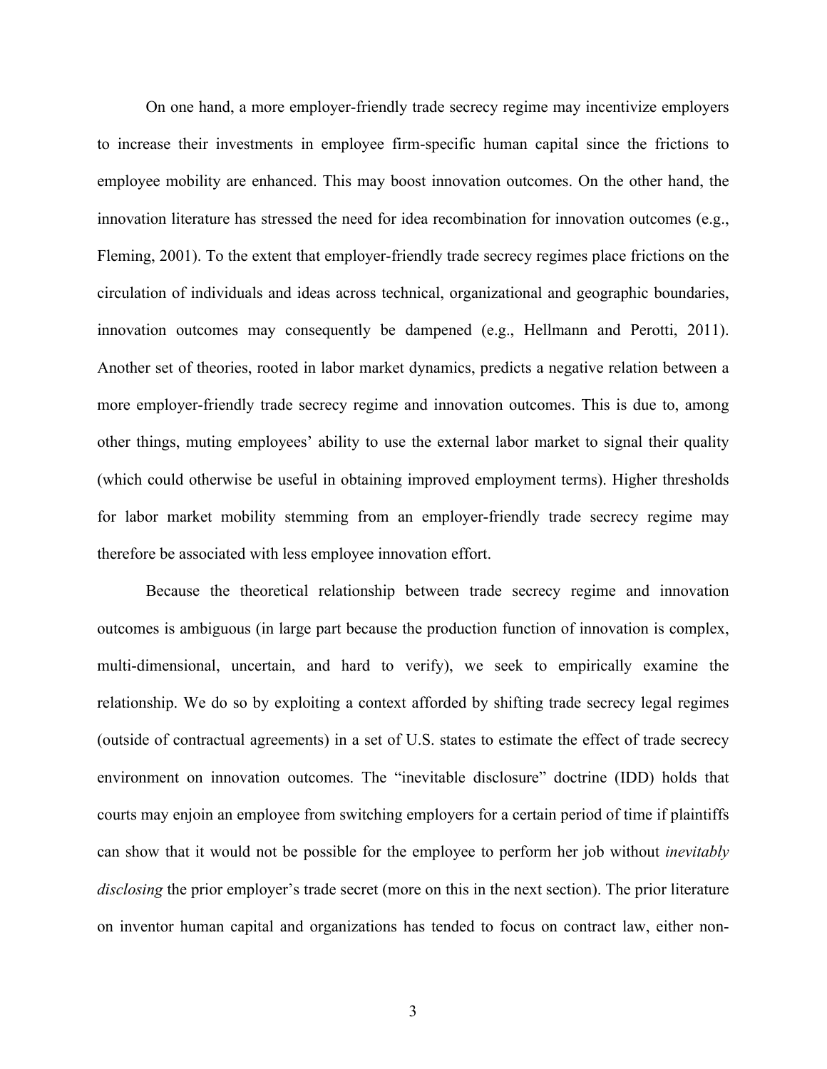On one hand, a more employer-friendly trade secrecy regime may incentivize employers to increase their investments in employee firm-specific human capital since the frictions to employee mobility are enhanced. This may boost innovation outcomes. On the other hand, the innovation literature has stressed the need for idea recombination for innovation outcomes (e.g., Fleming, 2001). To the extent that employer-friendly trade secrecy regimes place frictions on the circulation of individuals and ideas across technical, organizational and geographic boundaries, innovation outcomes may consequently be dampened (e.g., Hellmann and Perotti, 2011). Another set of theories, rooted in labor market dynamics, predicts a negative relation between a more employer-friendly trade secrecy regime and innovation outcomes. This is due to, among other things, muting employees' ability to use the external labor market to signal their quality (which could otherwise be useful in obtaining improved employment terms). Higher thresholds for labor market mobility stemming from an employer-friendly trade secrecy regime may therefore be associated with less employee innovation effort.

Because the theoretical relationship between trade secrecy regime and innovation outcomes is ambiguous (in large part because the production function of innovation is complex, multi-dimensional, uncertain, and hard to verify), we seek to empirically examine the relationship. We do so by exploiting a context afforded by shifting trade secrecy legal regimes (outside of contractual agreements) in a set of U.S. states to estimate the effect of trade secrecy environment on innovation outcomes. The "inevitable disclosure" doctrine (IDD) holds that courts may enjoin an employee from switching employers for a certain period of time if plaintiffs can show that it would not be possible for the employee to perform her job without *inevitably disclosing* the prior employer's trade secret (more on this in the next section). The prior literature on inventor human capital and organizations has tended to focus on contract law, either non-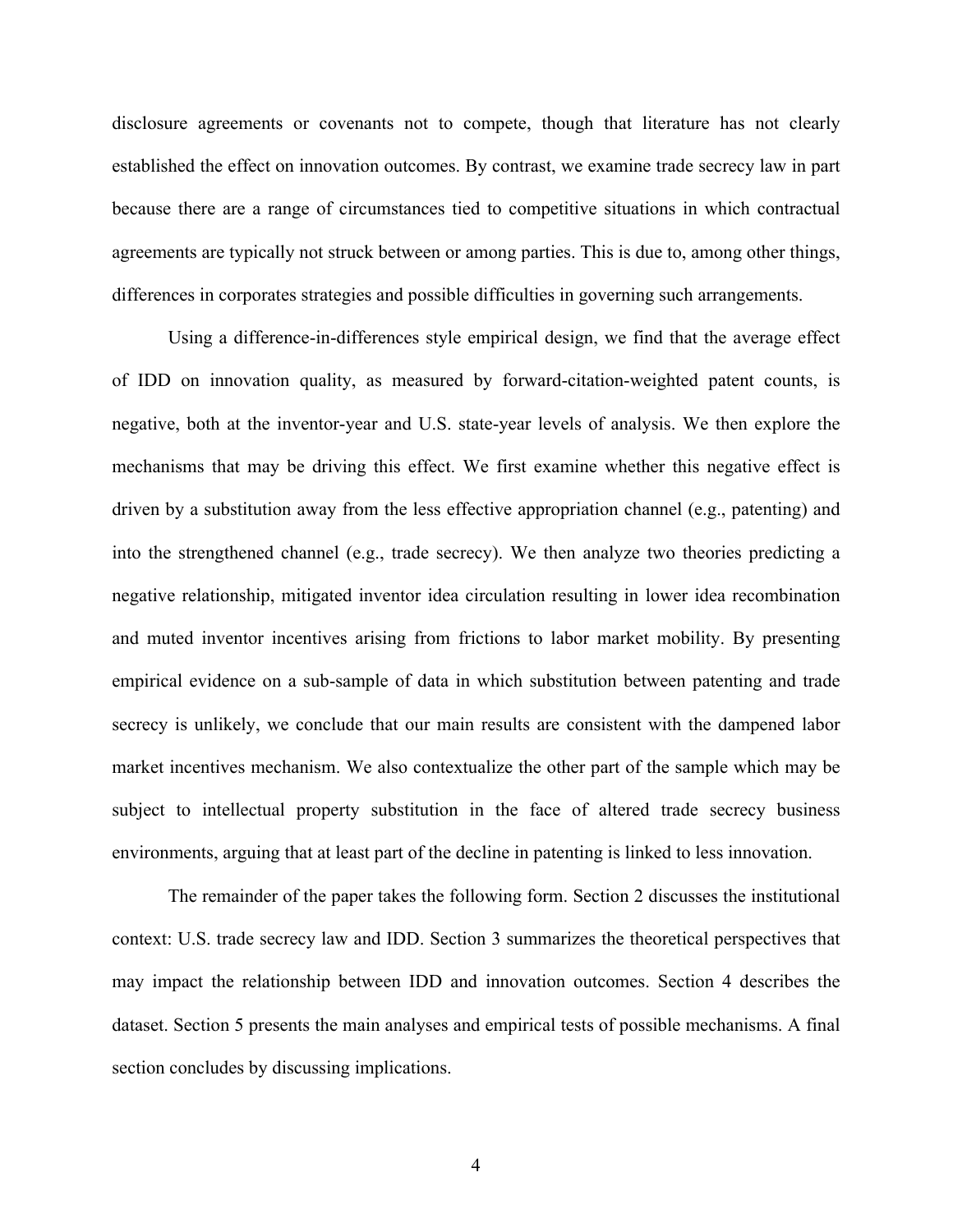disclosure agreements or covenants not to compete, though that literature has not clearly established the effect on innovation outcomes. By contrast, we examine trade secrecy law in part because there are a range of circumstances tied to competitive situations in which contractual agreements are typically not struck between or among parties. This is due to, among other things, differences in corporates strategies and possible difficulties in governing such arrangements.

Using a difference-in-differences style empirical design, we find that the average effect of IDD on innovation quality, as measured by forward-citation-weighted patent counts, is negative, both at the inventor-year and U.S. state-year levels of analysis. We then explore the mechanisms that may be driving this effect. We first examine whether this negative effect is driven by a substitution away from the less effective appropriation channel (e.g., patenting) and into the strengthened channel (e.g., trade secrecy). We then analyze two theories predicting a negative relationship, mitigated inventor idea circulation resulting in lower idea recombination and muted inventor incentives arising from frictions to labor market mobility. By presenting empirical evidence on a sub-sample of data in which substitution between patenting and trade secrecy is unlikely, we conclude that our main results are consistent with the dampened labor market incentives mechanism. We also contextualize the other part of the sample which may be subject to intellectual property substitution in the face of altered trade secrecy business environments, arguing that at least part of the decline in patenting is linked to less innovation.

The remainder of the paper takes the following form. Section 2 discusses the institutional context: U.S. trade secrecy law and IDD. Section 3 summarizes the theoretical perspectives that may impact the relationship between IDD and innovation outcomes. Section 4 describes the dataset. Section 5 presents the main analyses and empirical tests of possible mechanisms. A final section concludes by discussing implications.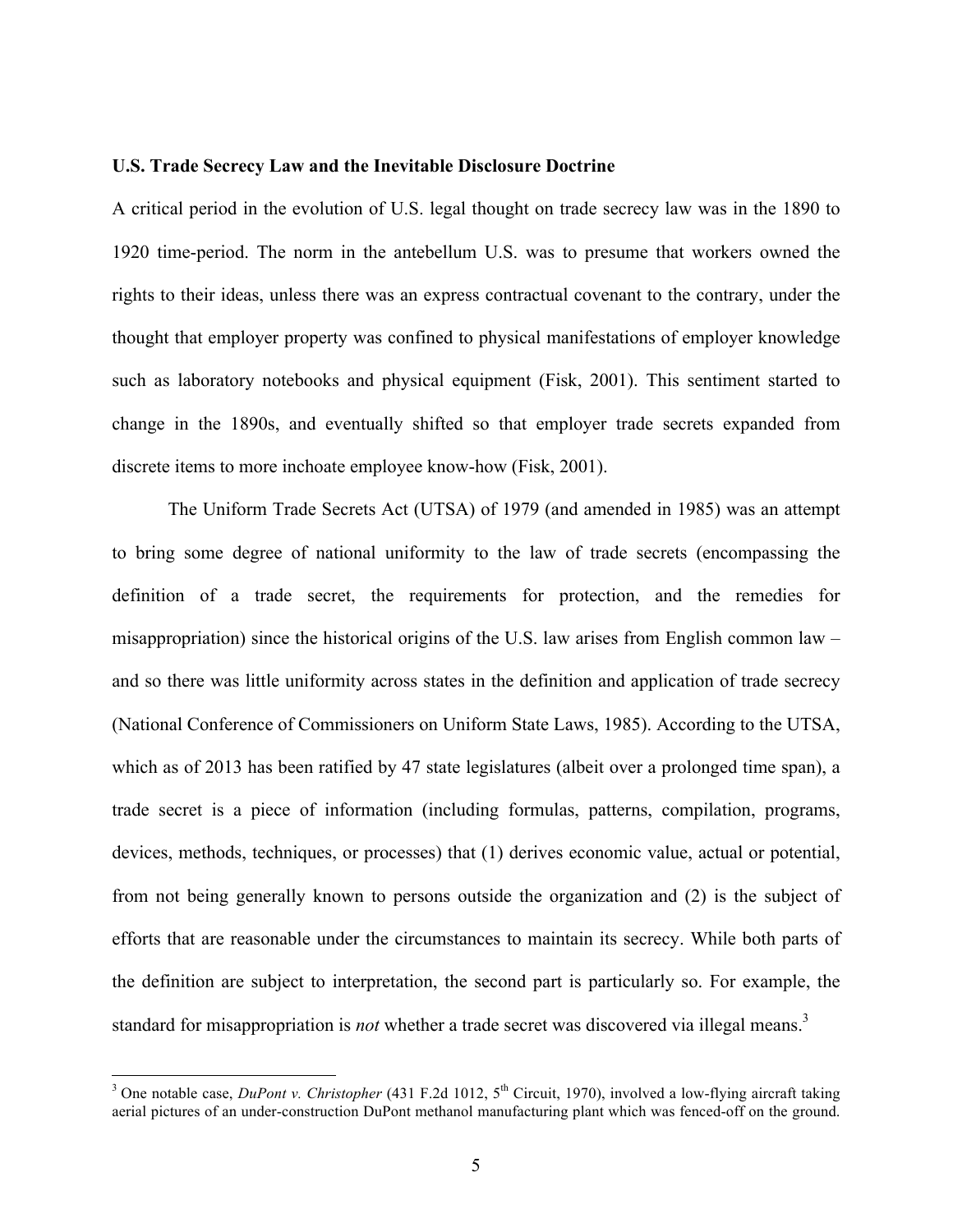**U.S. Trade Secrecy Law and the Inevitable Disclosure Doctrine**

A critical period in the evolution of U.S. legal thought on trade secrecy law was in the 1890 to 1920 time-period. The norm in the antebellum U.S. was to presume that workers owned the rights to their ideas, unless there was an express contractual covenant to the contrary, under the thought that employer property was confined to physical manifestations of employer knowledge such as laboratory notebooks and physical equipment (Fisk, 2001). This sentiment started to change in the 1890s, and eventually shifted so that employer trade secrets expanded from discrete items to more inchoate employee know-how (Fisk, 2001).

The Uniform Trade Secrets Act (UTSA) of 1979 (and amended in 1985) was an attempt to bring some degree of national uniformity to the law of trade secrets (encompassing the definition of a trade secret, the requirements for protection, and the remedies for misappropriation) since the historical origins of the U.S. law arises from English common law – and so there was little uniformity across states in the definition and application of trade secrecy (National Conference of Commissioners on Uniform State Laws, 1985). According to the UTSA, which as of 2013 has been ratified by 47 state legislatures (albeit over a prolonged time span), a trade secret is a piece of information (including formulas, patterns, compilation, programs, devices, methods, techniques, or processes) that (1) derives economic value, actual or potential, from not being generally known to persons outside the organization and (2) is the subject of efforts that are reasonable under the circumstances to maintain its secrecy. While both parts of the definition are subject to interpretation, the second part is particularly so. For example, the standard for misappropriation is *not* whether a trade secret was discovered via illegal means.[3]

[3] One notable case, *DuPont v. Christopher* (431 F.2d 1012, 5th Circuit, 1970), involved a low-flying aircraft taking aerial pictures of an under-construction DuPont methanol manufacturing plant which was fenced-off on the ground.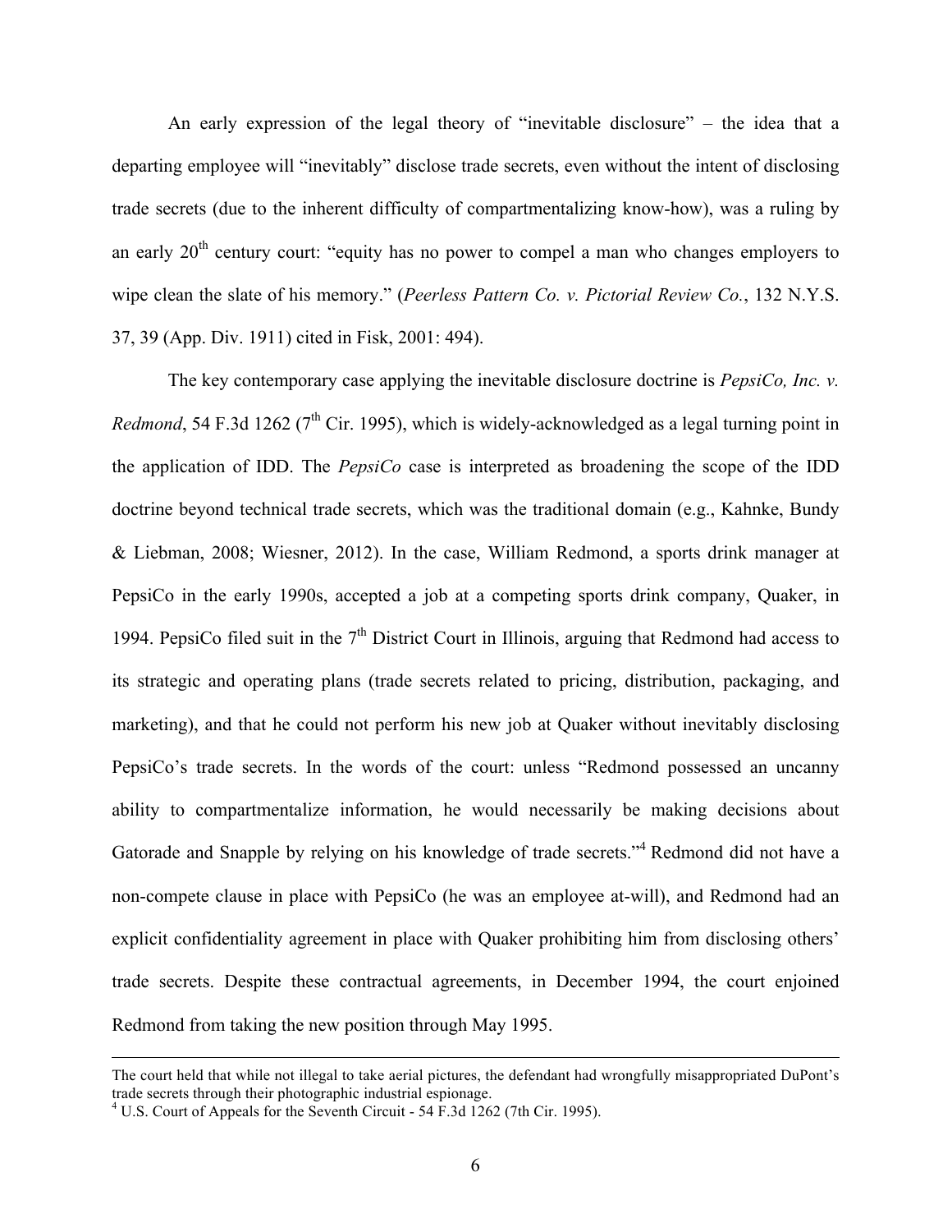An early expression of the legal theory of "inevitable disclosure" – the idea that a departing employee will "inevitably" disclose trade secrets, even without the intent of disclosing trade secrets (due to the inherent difficulty of compartmentalizing know-how), was a ruling by an early 20th century court: "equity has no power to compel a man who changes employers to wipe clean the slate of his memory." (*Peerless Pattern Co. v. Pictorial Review Co.*, 132 N.Y.S. 37, 39 (App. Div. 1911) cited in Fisk, 2001: 494).

The key contemporary case applying the inevitable disclosure doctrine is *PepsiCo, Inc. v. Redmond*, 54 F.3d 1262 (7th Cir. 1995), which is widely-acknowledged as a legal turning point in the application of IDD. The *PepsiCo* case is interpreted as broadening the scope of the IDD doctrine beyond technical trade secrets, which was the traditional domain (e.g., Kahnke, Bundy & Liebman, 2008; Wiesner, 2012). In the case, William Redmond, a sports drink manager at PepsiCo in the early 1990s, accepted a job at a competing sports drink company, Quaker, in 1994. PepsiCo filed suit in the 7th District Court in Illinois, arguing that Redmond had access to its strategic and operating plans (trade secrets related to pricing, distribution, packaging, and marketing), and that he could not perform his new job at Quaker without inevitably disclosing PepsiCo's trade secrets. In the words of the court: unless "Redmond possessed an uncanny ability to compartmentalize information, he would necessarily be making decisions about Gatorade and Snapple by relying on his knowledge of trade secrets."[4] Redmond did not have a non-compete clause in place with PepsiCo (he was an employee at-will), and Redmond had an explicit confidentiality agreement in place with Quaker prohibiting him from disclosing others' trade secrets. Despite these contractual agreements, in December 1994, the court enjoined Redmond from taking the new position through May 1995.

---

The court held that while not illegal to take aerial pictures, the defendant had wrongfully misappropriated DuPont's trade secrets through their photographic industrial espionage.

[4] U.S. Court of Appeals for the Seventh Circuit - 54 F.3d 1262 (7th Cir. 1995).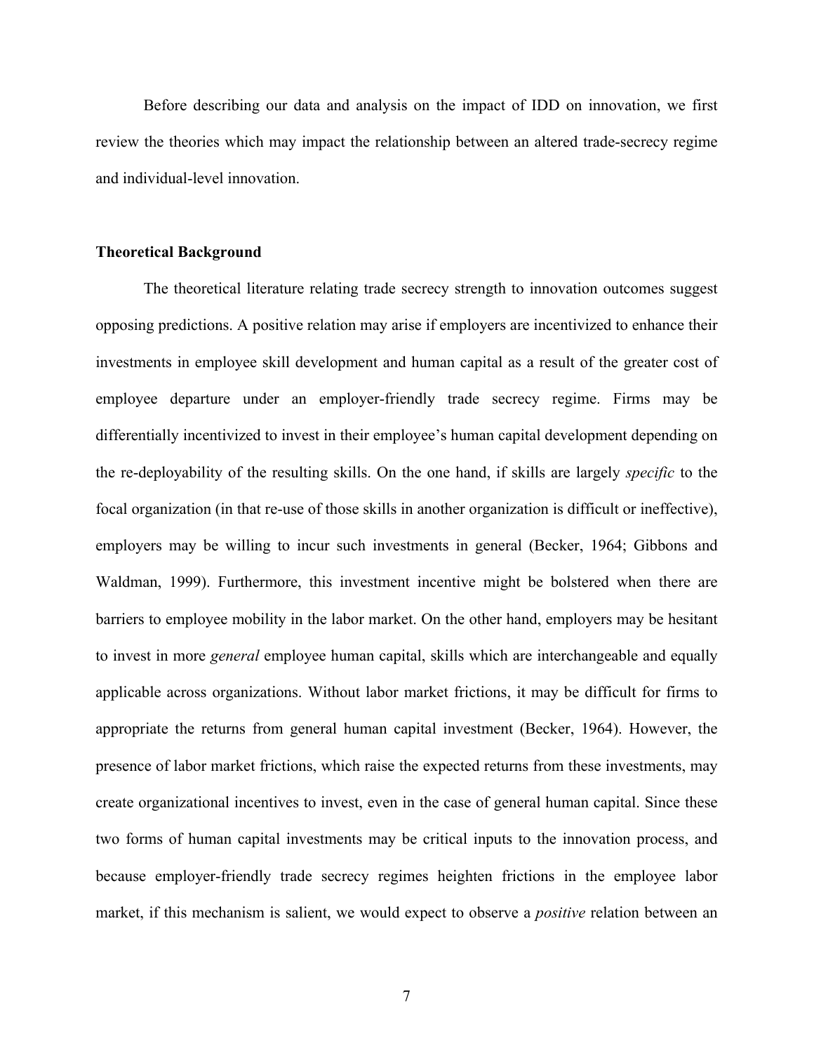Before describing our data and analysis on the impact of IDD on innovation, we first review the theories which may impact the relationship between an altered trade-secrecy regime and individual-level innovation.

## Theoretical Background

The theoretical literature relating trade secrecy strength to innovation outcomes suggest opposing predictions. A positive relation may arise if employers are incentivized to enhance their investments in employee skill development and human capital as a result of the greater cost of employee departure under an employer-friendly trade secrecy regime. Firms may be differentially incentivized to invest in their employee's human capital development depending on the re-deployability of the resulting skills. On the one hand, if skills are largely *specific* to the focal organization (in that re-use of those skills in another organization is difficult or ineffective), employers may be willing to incur such investments in general (Becker, 1964; Gibbons and Waldman, 1999). Furthermore, this investment incentive might be bolstered when there are barriers to employee mobility in the labor market. On the other hand, employers may be hesitant to invest in more *general* employee human capital, skills which are interchangeable and equally applicable across organizations. Without labor market frictions, it may be difficult for firms to appropriate the returns from general human capital investment (Becker, 1964). However, the presence of labor market frictions, which raise the expected returns from these investments, may create organizational incentives to invest, even in the case of general human capital. Since these two forms of human capital investments may be critical inputs to the innovation process, and because employer-friendly trade secrecy regimes heighten frictions in the employee labor market, if this mechanism is salient, we would expect to observe a *positive* relation between an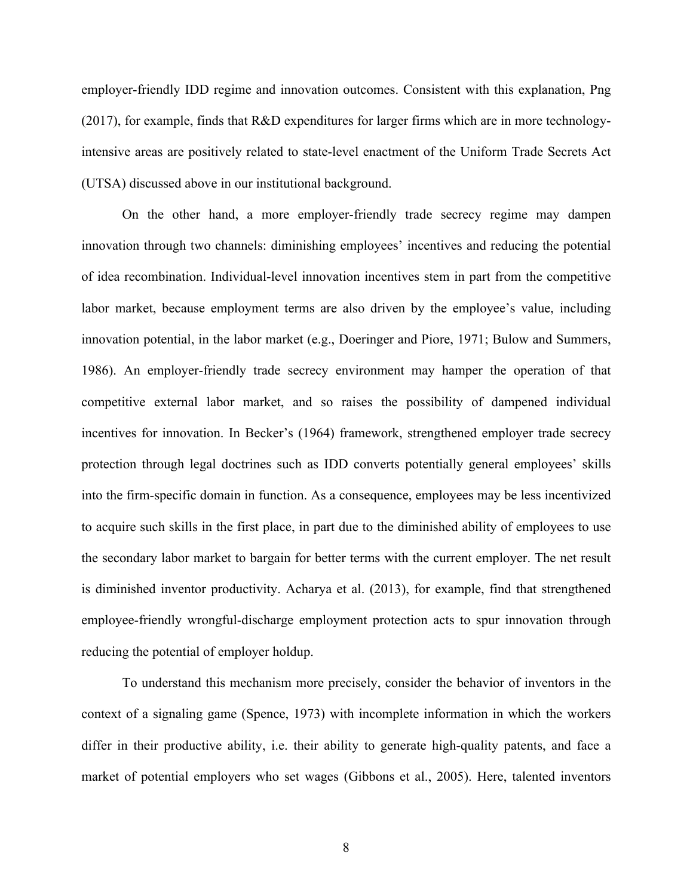employer-friendly IDD regime and innovation outcomes. Consistent with this explanation, Png (2017), for example, finds that R&D expenditures for larger firms which are in more technology-intensive areas are positively related to state-level enactment of the Uniform Trade Secrets Act (UTSA) discussed above in our institutional background.

On the other hand, a more employer-friendly trade secrecy regime may dampen innovation through two channels: diminishing employees' incentives and reducing the potential of idea recombination. Individual-level innovation incentives stem in part from the competitive labor market, because employment terms are also driven by the employee's value, including innovation potential, in the labor market (e.g., Doeringer and Piore, 1971; Bulow and Summers, 1986). An employer-friendly trade secrecy environment may hamper the operation of that competitive external labor market, and so raises the possibility of dampened individual incentives for innovation. In Becker's (1964) framework, strengthened employer trade secrecy protection through legal doctrines such as IDD converts potentially general employees' skills into the firm-specific domain in function. As a consequence, employees may be less incentivized to acquire such skills in the first place, in part due to the diminished ability of employees to use the secondary labor market to bargain for better terms with the current employer. The net result is diminished inventor productivity. Acharya et al. (2013), for example, find that strengthened employee-friendly wrongful-discharge employment protection acts to spur innovation through reducing the potential of employer holdup.

To understand this mechanism more precisely, consider the behavior of inventors in the context of a signaling game (Spence, 1973) with incomplete information in which the workers differ in their productive ability, i.e. their ability to generate high-quality patents, and face a market of potential employers who set wages (Gibbons et al., 2005). Here, talented inventors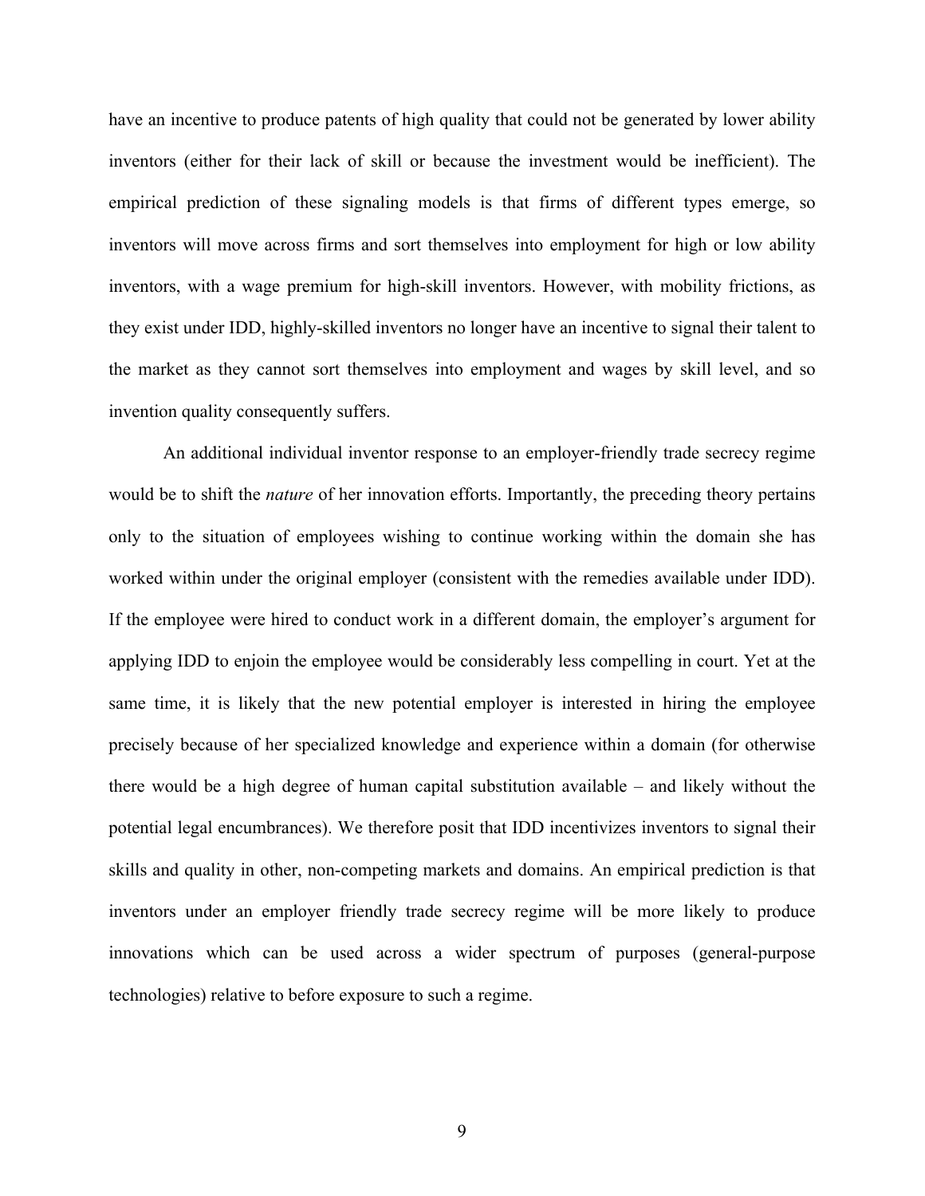have an incentive to produce patents of high quality that could not be generated by lower ability inventors (either for their lack of skill or because the investment would be inefficient). The empirical prediction of these signaling models is that firms of different types emerge, so inventors will move across firms and sort themselves into employment for high or low ability inventors, with a wage premium for high-skill inventors. However, with mobility frictions, as they exist under IDD, highly-skilled inventors no longer have an incentive to signal their talent to the market as they cannot sort themselves into employment and wages by skill level, and so invention quality consequently suffers.

An additional individual inventor response to an employer-friendly trade secrecy regime would be to shift the *nature* of her innovation efforts. Importantly, the preceding theory pertains only to the situation of employees wishing to continue working within the domain she has worked within under the original employer (consistent with the remedies available under IDD). If the employee were hired to conduct work in a different domain, the employer's argument for applying IDD to enjoin the employee would be considerably less compelling in court. Yet at the same time, it is likely that the new potential employer is interested in hiring the employee precisely because of her specialized knowledge and experience within a domain (for otherwise there would be a high degree of human capital substitution available – and likely without the potential legal encumbrances). We therefore posit that IDD incentivizes inventors to signal their skills and quality in other, non-competing markets and domains. An empirical prediction is that inventors under an employer friendly trade secrecy regime will be more likely to produce innovations which can be used across a wider spectrum of purposes (general-purpose technologies) relative to before exposure to such a regime.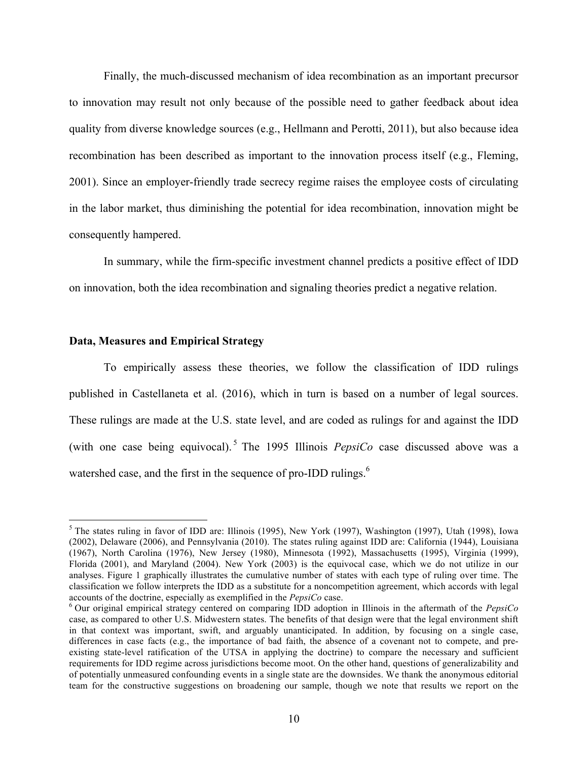Finally, the much-discussed mechanism of idea recombination as an important precursor to innovation may result not only because of the possible need to gather feedback about idea quality from diverse knowledge sources (e.g., Hellmann and Perotti, 2011), but also because idea recombination has been described as important to the innovation process itself (e.g., Fleming, 2001). Since an employer-friendly trade secrecy regime raises the employee costs of circulating in the labor market, thus diminishing the potential for idea recombination, innovation might be consequently hampered.

In summary, while the firm-specific investment channel predicts a positive effect of IDD on innovation, both the idea recombination and signaling theories predict a negative relation.

### Data, Measures and Empirical Strategy

To empirically assess these theories, we follow the classification of IDD rulings published in Castellaneta et al. (2016), which in turn is based on a number of legal sources. These rulings are made at the U.S. state level, and are coded as rulings for and against the IDD (with one case being equivocal).[5] The 1995 Illinois *PepsiCo* case discussed above was a watershed case, and the first in the sequence of pro-IDD rulings.[6]

[5] The states ruling in favor of IDD are: Illinois (1995), New York (1997), Washington (1997), Utah (1998), Iowa (2002), Delaware (2006), and Pennsylvania (2010). The states ruling against IDD are: California (1944), Louisiana (1967), North Carolina (1976), New Jersey (1980), Minnesota (1992), Massachusetts (1995), Virginia (1999), Florida (2001), and Maryland (2004). New York (2003) is the equivocal case, which we do not utilize in our analyses. Figure 1 graphically illustrates the cumulative number of states with each type of ruling over time. The classification we follow interprets the IDD as a substitute for a noncompetition agreement, which accords with legal accounts of the doctrine, especially as exemplified in the *PepsiCo* case.

[6] Our original empirical strategy centered on comparing IDD adoption in Illinois in the aftermath of the *PepsiCo* case, as compared to other U.S. Midwestern states. The benefits of that design were that the legal environment shift in that context was important, swift, and arguably unanticipated. In addition, by focusing on a single case, differences in case facts (e.g., the importance of bad faith, the absence of a covenant not to compete, and pre-existing state-level ratification of the UTSA in applying the doctrine) to compare the necessary and sufficient requirements for IDD regime across jurisdictions become moot. On the other hand, questions of generalizability and of potentially unmeasured confounding events in a single state are the downsides. We thank the anonymous editorial team for the constructive suggestions on broadening our sample, though we note that results we report on the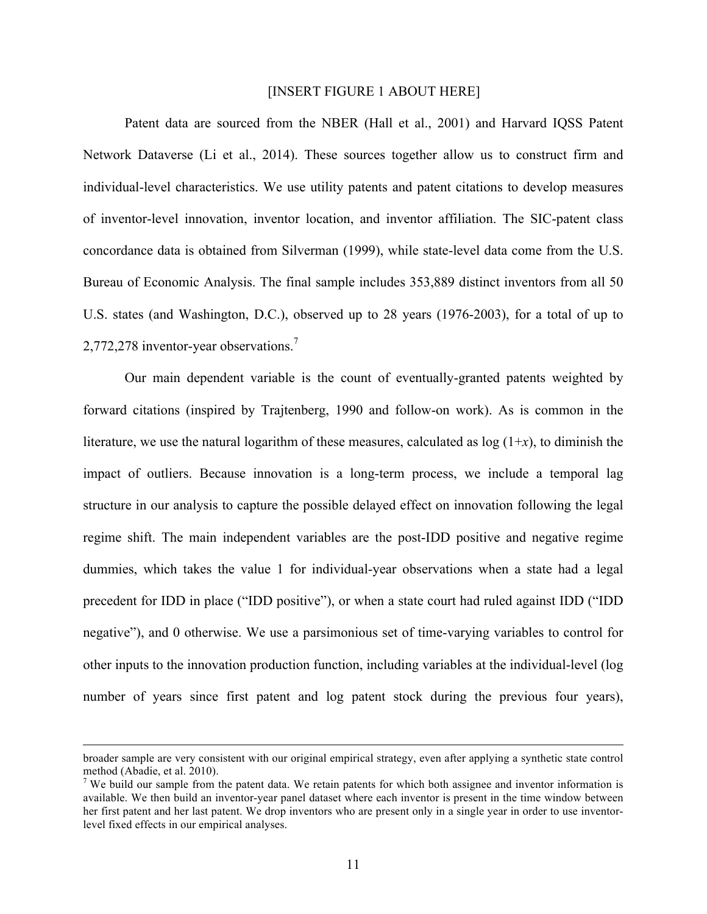[INSERT FIGURE 1 ABOUT HERE]

Patent data are sourced from the NBER (Hall et al., 2001) and Harvard IQSS Patent Network Dataverse (Li et al., 2014). These sources together allow us to construct firm and individual-level characteristics. We use utility patents and patent citations to develop measures of inventor-level innovation, inventor location, and inventor affiliation. The SIC-patent class concordance data is obtained from Silverman (1999), while state-level data come from the U.S. Bureau of Economic Analysis. The final sample includes 353,889 distinct inventors from all 50 U.S. states (and Washington, D.C.), observed up to 28 years (1976-2003), for a total of up to 2,772,278 inventor-year observations.[7]

Our main dependent variable is the count of eventually-granted patents weighted by forward citations (inspired by Trajtenberg, 1990 and follow-on work). As is common in the literature, we use the natural logarithm of these measures, calculated as log (1+*x*), to diminish the impact of outliers. Because innovation is a long-term process, we include a temporal lag structure in our analysis to capture the possible delayed effect on innovation following the legal regime shift. The main independent variables are the post-IDD positive and negative regime dummies, which takes the value 1 for individual-year observations when a state had a legal precedent for IDD in place ("IDD positive"), or when a state court had ruled against IDD ("IDD negative"), and 0 otherwise. We use a parsimonious set of time-varying variables to control for other inputs to the innovation production function, including variables at the individual-level (log number of years since first patent and log patent stock during the previous four years),

broader sample are very consistent with our original empirical strategy, even after applying a synthetic state control method (Abadie, et al. 2010).

[7] We build our sample from the patent data. We retain patents for which both assignee and inventor information is available. We then build an inventor-year panel dataset where each inventor is present in the time window between her first patent and her last patent. We drop inventors who are present only in a single year in order to use inventor-level fixed effects in our empirical analyses.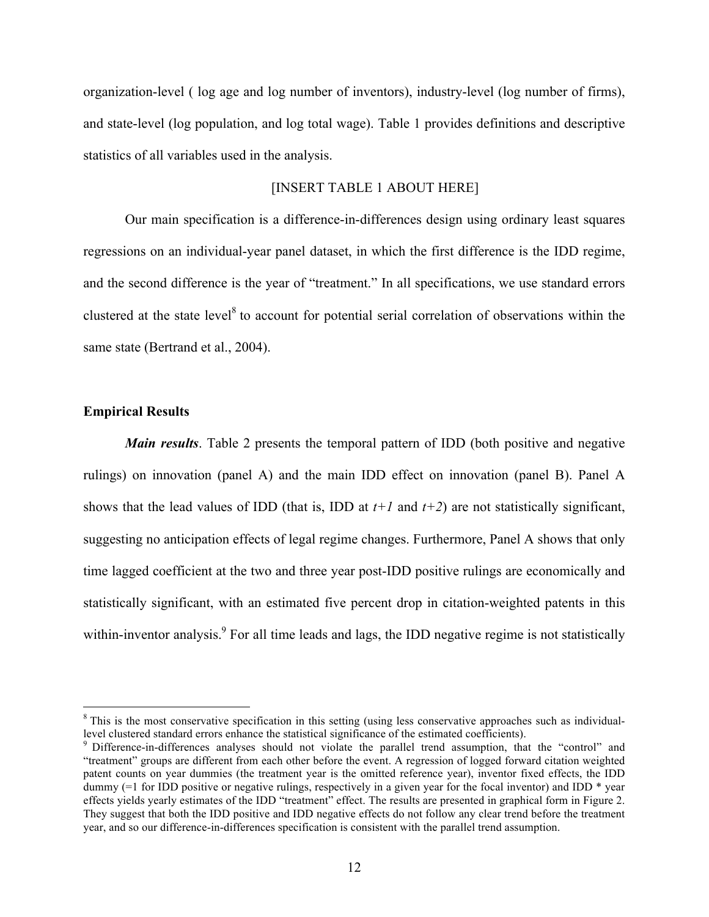organization-level ( log age and log number of inventors), industry-level (log number of firms), and state-level (log population, and log total wage). Table 1 provides definitions and descriptive statistics of all variables used in the analysis.

[INSERT TABLE 1 ABOUT HERE]

Our main specification is a difference-in-differences design using ordinary least squares regressions on an individual-year panel dataset, in which the first difference is the IDD regime, and the second difference is the year of "treatment." In all specifications, we use standard errors clustered at the state level[8] to account for potential serial correlation of observations within the same state (Bertrand et al., 2004).

### Empirical Results

***Main results***. Table 2 presents the temporal pattern of IDD (both positive and negative rulings) on innovation (panel A) and the main IDD effect on innovation (panel B). Panel A shows that the lead values of IDD (that is, IDD at *t+1* and *t+2*) are not statistically significant, suggesting no anticipation effects of legal regime changes. Furthermore, Panel A shows that only time lagged coefficient at the two and three year post-IDD positive rulings are economically and statistically significant, with an estimated five percent drop in citation-weighted patents in this within-inventor analysis.[9] For all time leads and lags, the IDD negative regime is not statistically

---

[8] This is the most conservative specification in this setting (using less conservative approaches such as individual-level clustered standard errors enhance the statistical significance of the estimated coefficients).

[9] Difference-in-differences analyses should not violate the parallel trend assumption, that the "control" and "treatment" groups are different from each other before the event. A regression of logged forward citation weighted patent counts on year dummies (the treatment year is the omitted reference year), inventor fixed effects, the IDD dummy (=1 for IDD positive or negative rulings, respectively in a given year for the focal inventor) and IDD * year effects yields yearly estimates of the IDD "treatment" effect. The results are presented in graphical form in Figure 2. They suggest that both the IDD positive and IDD negative effects do not follow any clear trend before the treatment year, and so our difference-in-differences specification is consistent with the parallel trend assumption.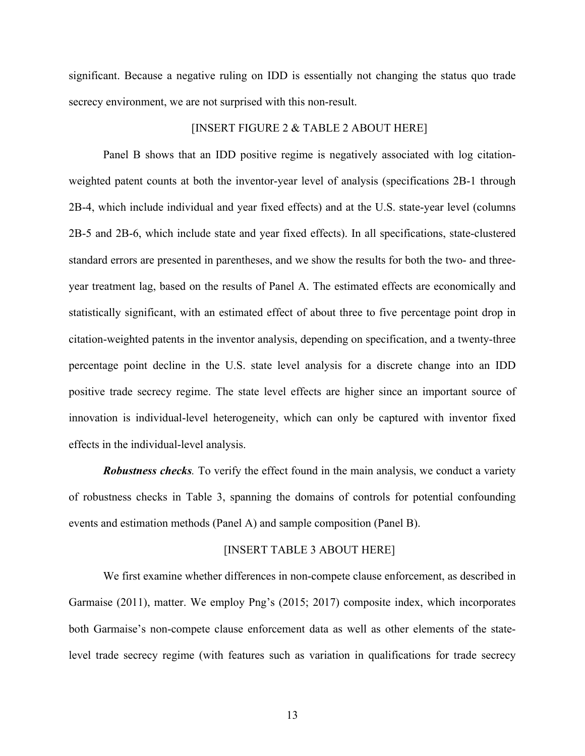significant. Because a negative ruling on IDD is essentially not changing the status quo trade secrecy environment, we are not surprised with this non-result.

[INSERT FIGURE 2 & TABLE 2 ABOUT HERE]

Panel B shows that an IDD positive regime is negatively associated with log citation-weighted patent counts at both the inventor-year level of analysis (specifications 2B-1 through 2B-4, which include individual and year fixed effects) and at the U.S. state-year level (columns 2B-5 and 2B-6, which include state and year fixed effects). In all specifications, state-clustered standard errors are presented in parentheses, and we show the results for both the two- and three-year treatment lag, based on the results of Panel A. The estimated effects are economically and statistically significant, with an estimated effect of about three to five percentage point drop in citation-weighted patents in the inventor analysis, depending on specification, and a twenty-three percentage point decline in the U.S. state level analysis for a discrete change into an IDD positive trade secrecy regime. The state level effects are higher since an important source of innovation is individual-level heterogeneity, which can only be captured with inventor fixed effects in the individual-level analysis.

***Robustness checks**.* To verify the effect found in the main analysis, we conduct a variety of robustness checks in Table 3, spanning the domains of controls for potential confounding events and estimation methods (Panel A) and sample composition (Panel B).

[INSERT TABLE 3 ABOUT HERE]

We first examine whether differences in non-compete clause enforcement, as described in Garmaise (2011), matter. We employ Png's (2015; 2017) composite index, which incorporates both Garmaise's non-compete clause enforcement data as well as other elements of the state-level trade secrecy regime (with features such as variation in qualifications for trade secrecy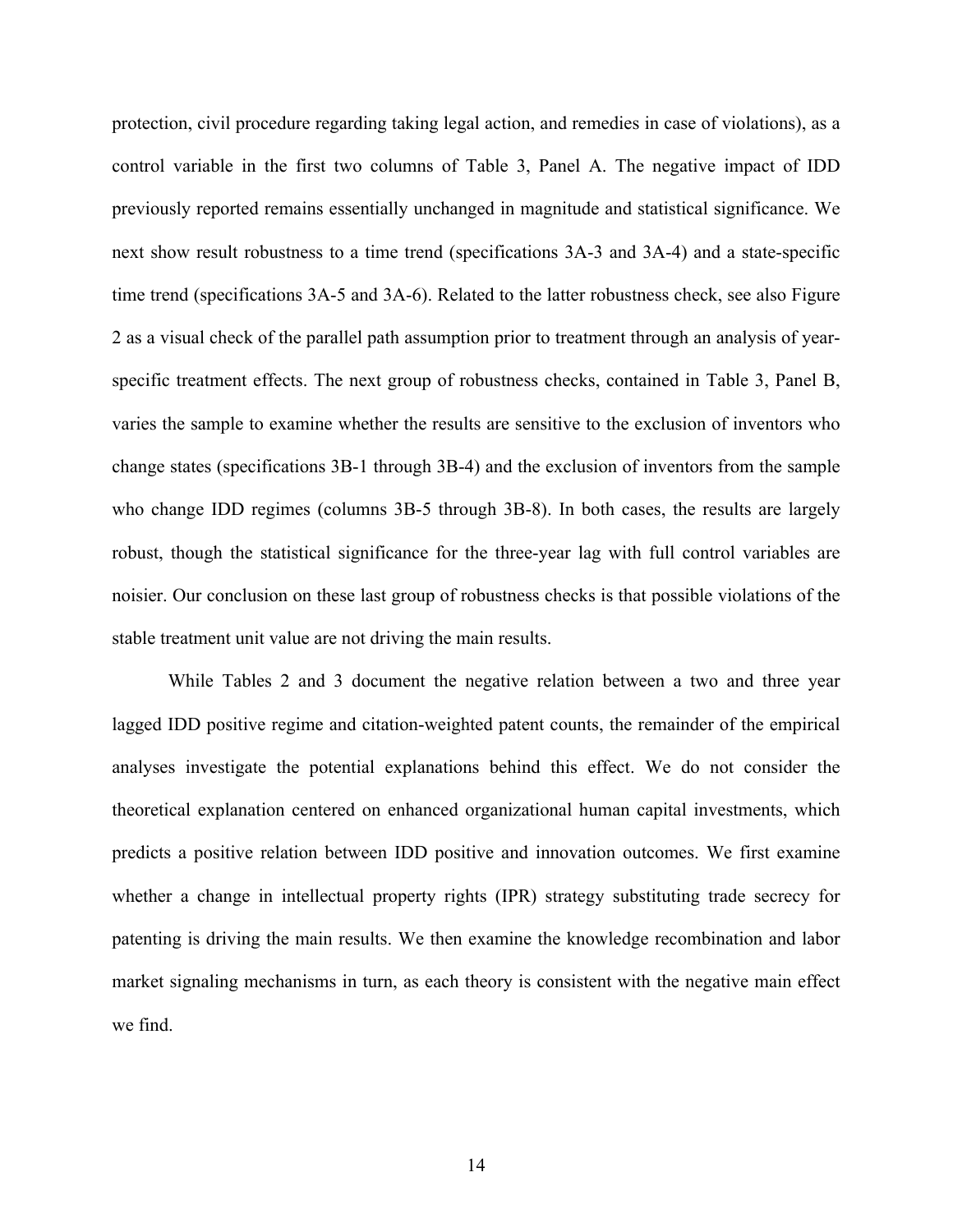protection, civil procedure regarding taking legal action, and remedies in case of violations), as a control variable in the first two columns of Table 3, Panel A. The negative impact of IDD previously reported remains essentially unchanged in magnitude and statistical significance. We next show result robustness to a time trend (specifications 3A-3 and 3A-4) and a state-specific time trend (specifications 3A-5 and 3A-6). Related to the latter robustness check, see also Figure 2 as a visual check of the parallel path assumption prior to treatment through an analysis of year-specific treatment effects. The next group of robustness checks, contained in Table 3, Panel B, varies the sample to examine whether the results are sensitive to the exclusion of inventors who change states (specifications 3B-1 through 3B-4) and the exclusion of inventors from the sample who change IDD regimes (columns 3B-5 through 3B-8). In both cases, the results are largely robust, though the statistical significance for the three-year lag with full control variables are noisier. Our conclusion on these last group of robustness checks is that possible violations of the stable treatment unit value are not driving the main results.

While Tables 2 and 3 document the negative relation between a two and three year lagged IDD positive regime and citation-weighted patent counts, the remainder of the empirical analyses investigate the potential explanations behind this effect. We do not consider the theoretical explanation centered on enhanced organizational human capital investments, which predicts a positive relation between IDD positive and innovation outcomes. We first examine whether a change in intellectual property rights (IPR) strategy substituting trade secrecy for patenting is driving the main results. We then examine the knowledge recombination and labor market signaling mechanisms in turn, as each theory is consistent with the negative main effect we find.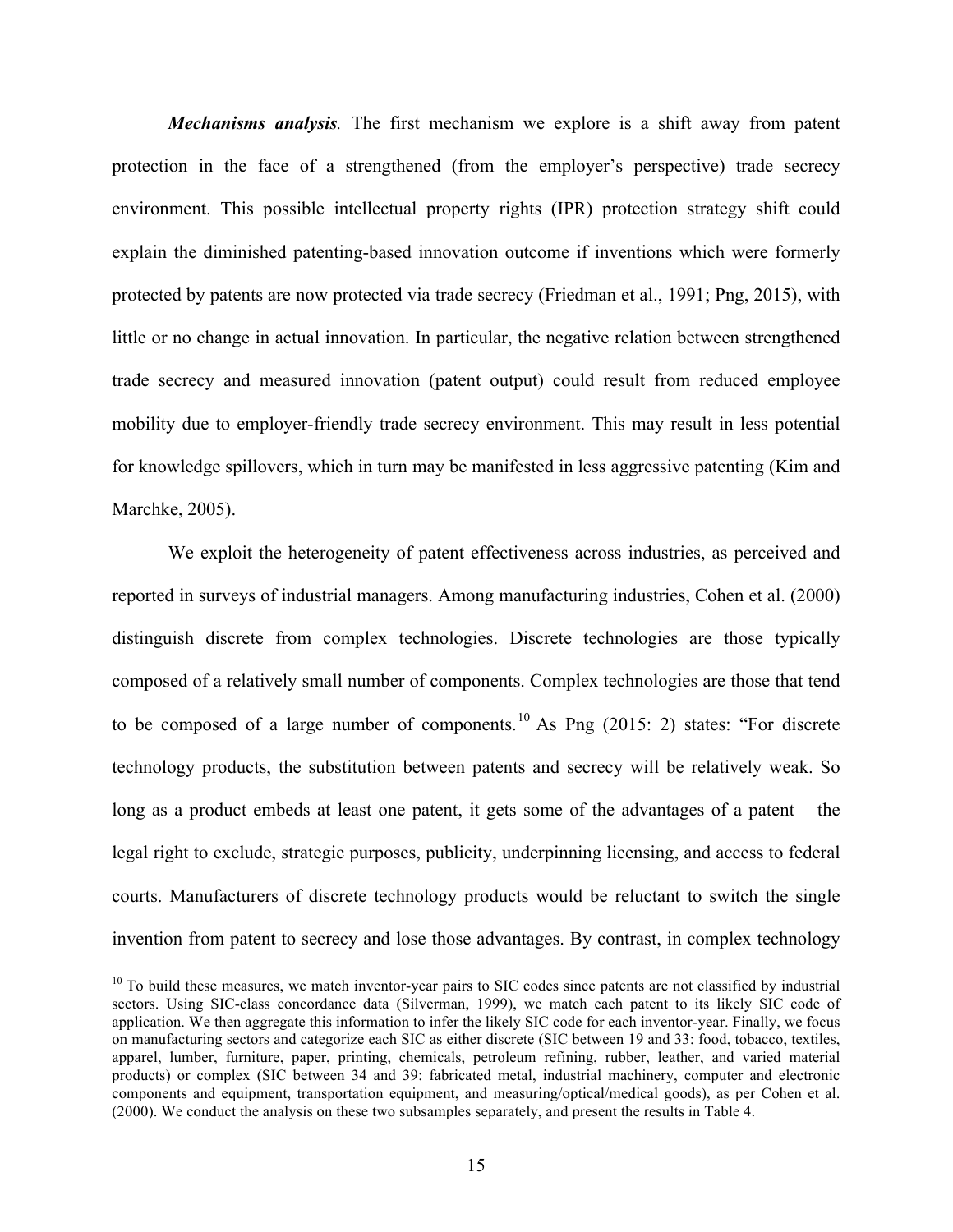***Mechanisms analysis***. The first mechanism we explore is a shift away from patent protection in the face of a strengthened (from the employer's perspective) trade secrecy environment. This possible intellectual property rights (IPR) protection strategy shift could explain the diminished patenting-based innovation outcome if inventions which were formerly protected by patents are now protected via trade secrecy (Friedman et al., 1991; Png, 2015), with little or no change in actual innovation. In particular, the negative relation between strengthened trade secrecy and measured innovation (patent output) could result from reduced employee mobility due to employer-friendly trade secrecy environment. This may result in less potential for knowledge spillovers, which in turn may be manifested in less aggressive patenting (Kim and Marchke, 2005).

We exploit the heterogeneity of patent effectiveness across industries, as perceived and reported in surveys of industrial managers. Among manufacturing industries, Cohen et al. (2000) distinguish discrete from complex technologies. Discrete technologies are those typically composed of a relatively small number of components. Complex technologies are those that tend to be composed of a large number of components.[10] As Png (2015: 2) states: "For discrete technology products, the substitution between patents and secrecy will be relatively weak. So long as a product embeds at least one patent, it gets some of the advantages of a patent – the legal right to exclude, strategic purposes, publicity, underpinning licensing, and access to federal courts. Manufacturers of discrete technology products would be reluctant to switch the single invention from patent to secrecy and lose those advantages. By contrast, in complex technology

[10] To build these measures, we match inventor-year pairs to SIC codes since patents are not classified by industrial sectors. Using SIC-class concordance data (Silverman, 1999), we match each patent to its likely SIC code of application. We then aggregate this information to infer the likely SIC code for each inventor-year. Finally, we focus on manufacturing sectors and categorize each SIC as either discrete (SIC between 19 and 33: food, tobacco, textiles, apparel, lumber, furniture, paper, printing, chemicals, petroleum refining, rubber, leather, and varied material products) or complex (SIC between 34 and 39: fabricated metal, industrial machinery, computer and electronic components and equipment, transportation equipment, and measuring/optical/medical goods), as per Cohen et al. (2000). We conduct the analysis on these two subsamples separately, and present the results in Table 4.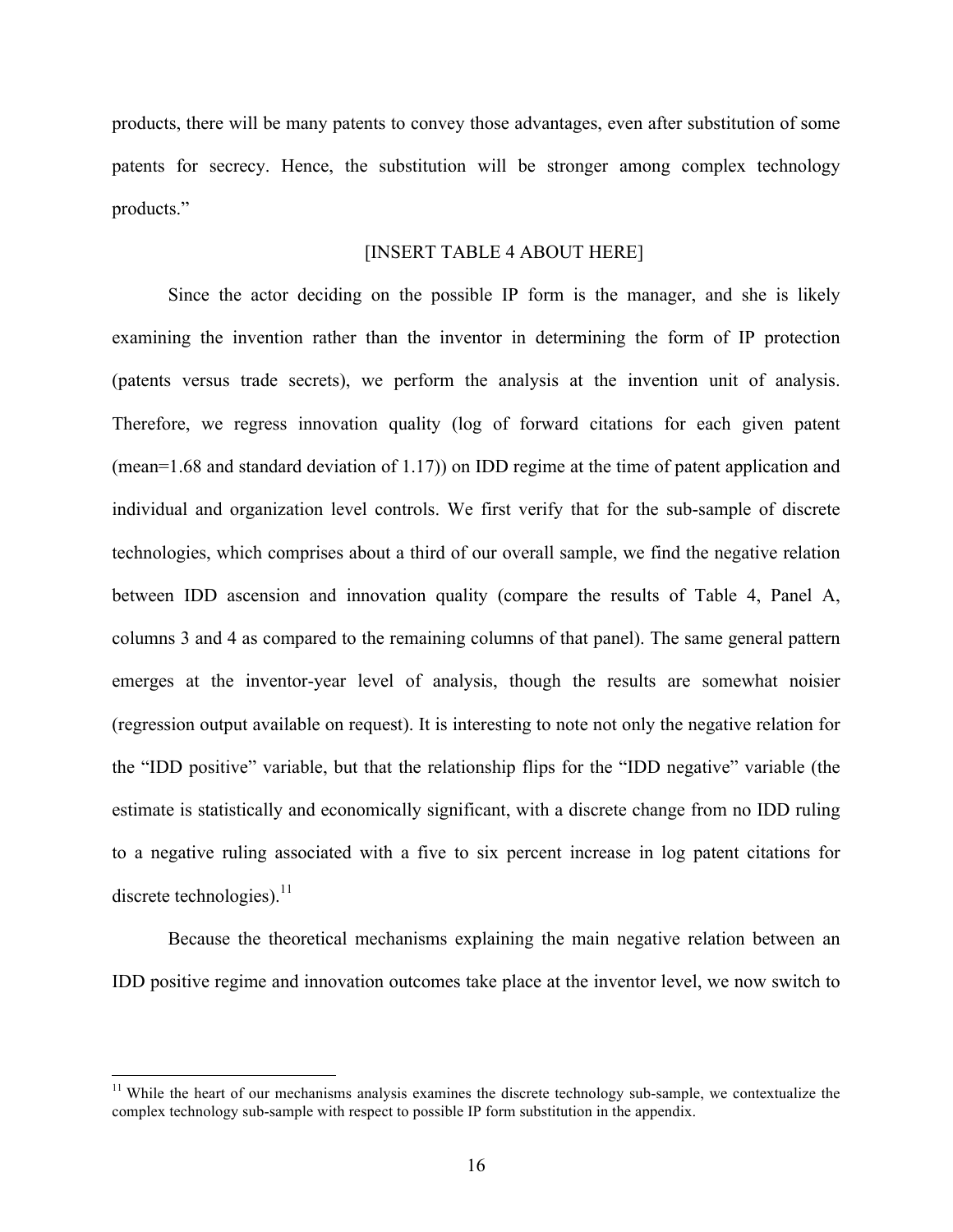products, there will be many patents to convey those advantages, even after substitution of some patents for secrecy. Hence, the substitution will be stronger among complex technology products."

[INSERT TABLE 4 ABOUT HERE]

Since the actor deciding on the possible IP form is the manager, and she is likely examining the invention rather than the inventor in determining the form of IP protection (patents versus trade secrets), we perform the analysis at the invention unit of analysis. Therefore, we regress innovation quality (log of forward citations for each given patent (mean=1.68 and standard deviation of 1.17)) on IDD regime at the time of patent application and individual and organization level controls. We first verify that for the sub-sample of discrete technologies, which comprises about a third of our overall sample, we find the negative relation between IDD ascension and innovation quality (compare the results of Table 4, Panel A, columns 3 and 4 as compared to the remaining columns of that panel). The same general pattern emerges at the inventor-year level of analysis, though the results are somewhat noisier (regression output available on request). It is interesting to note not only the negative relation for the "IDD positive" variable, but that the relationship flips for the "IDD negative" variable (the estimate is statistically and economically significant, with a discrete change from no IDD ruling to a negative ruling associated with a five to six percent increase in log patent citations for discrete technologies).[11]

Because the theoretical mechanisms explaining the main negative relation between an IDD positive regime and innovation outcomes take place at the inventor level, we now switch to

[11] While the heart of our mechanisms analysis examines the discrete technology sub-sample, we contextualize the complex technology sub-sample with respect to possible IP form substitution in the appendix.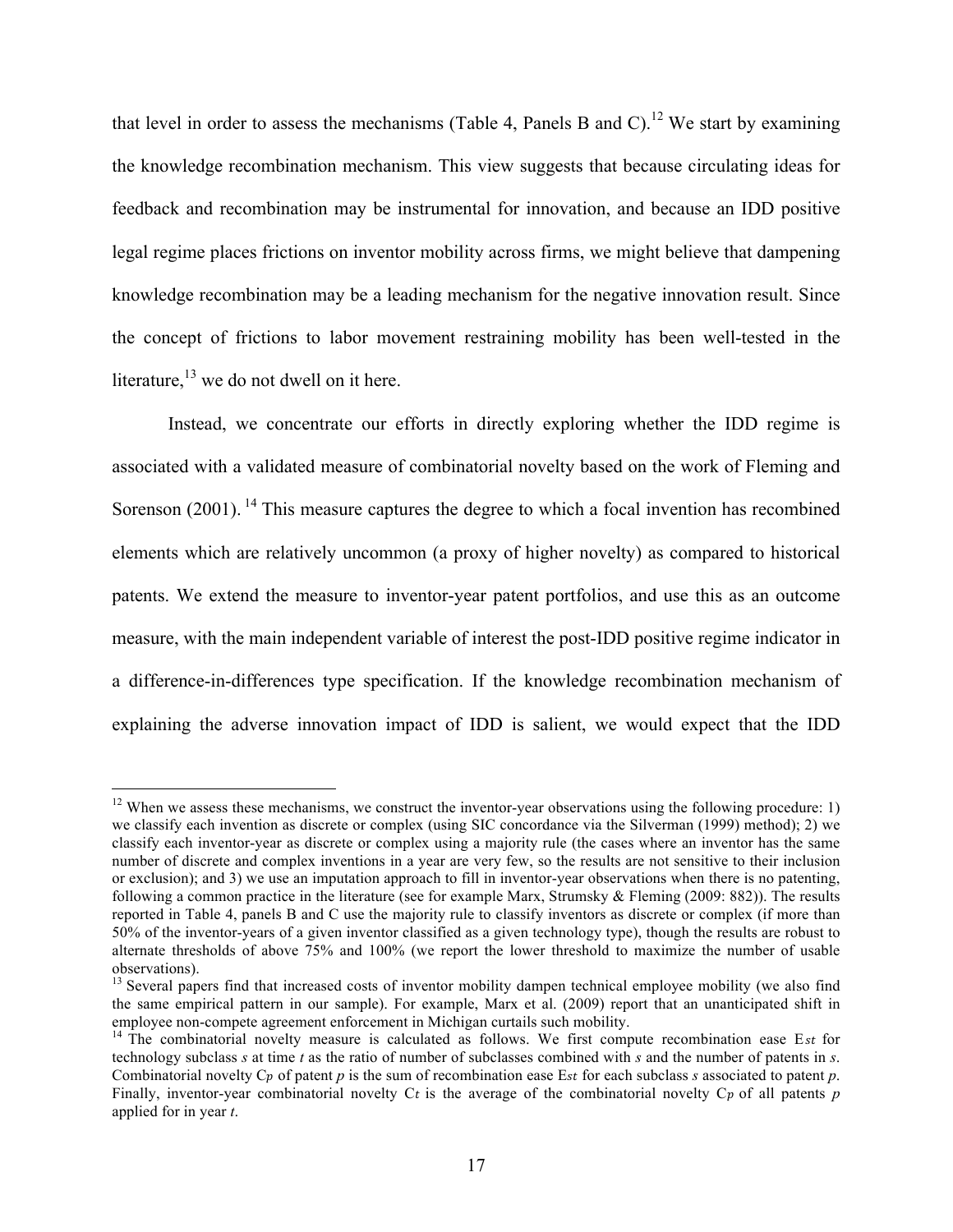that level in order to assess the mechanisms (Table 4, Panels B and C).[12] We start by examining the knowledge recombination mechanism. This view suggests that because circulating ideas for feedback and recombination may be instrumental for innovation, and because an IDD positive legal regime places frictions on inventor mobility across firms, we might believe that dampening knowledge recombination may be a leading mechanism for the negative innovation result. Since the concept of frictions to labor movement restraining mobility has been well-tested in the literature,[13] we do not dwell on it here.

Instead, we concentrate our efforts in directly exploring whether the IDD regime is associated with a validated measure of combinatorial novelty based on the work of Fleming and Sorenson (2001). [14] This measure captures the degree to which a focal invention has recombined elements which are relatively uncommon (a proxy of higher novelty) as compared to historical patents. We extend the measure to inventor-year patent portfolios, and use this as an outcome measure, with the main independent variable of interest the post-IDD positive regime indicator in a difference-in-differences type specification. If the knowledge recombination mechanism of explaining the adverse innovation impact of IDD is salient, we would expect that the IDD

---

[12] When we assess these mechanisms, we construct the inventor-year observations using the following procedure: 1) we classify each invention as discrete or complex (using SIC concordance via the Silverman (1999) method); 2) we classify each inventor-year as discrete or complex using a majority rule (the cases where an inventor has the same number of discrete and complex inventions in a year are very few, so the results are not sensitive to their inclusion or exclusion); and 3) we use an imputation approach to fill in inventor-year observations when there is no patenting, following a common practice in the literature (see for example Marx, Strumsky & Fleming (2009: 882)). The results reported in Table 4, panels B and C use the majority rule to classify inventors as discrete or complex (if more than 50% of the inventor-years of a given inventor classified as a given technology type), though the results are robust to alternate thresholds of above 75% and 100% (we report the lower threshold to maximize the number of usable observations).

[13] Several papers find that increased costs of inventor mobility dampen technical employee mobility (we also find the same empirical pattern in our sample). For example, Marx et al. (2009) report that an unanticipated shift in employee non-compete agreement enforcement in Michigan curtails such mobility.

[14] The combinatorial novelty measure is calculated as follows. We first compute recombination ease $E_{st}$ for technology subclass $s$ at time $t$ as the ratio of number of subclasses combined with $s$ and the number of patents in $s$. Combinatorial novelty $C_p$ of patent $p$ is the sum of recombination ease $E_{st}$ for each subclass $s$ associated to patent $p$. Finally, inventor-year combinatorial novelty $C_t$ is the average of the combinatorial novelty $C_p$ of all patents $p$ applied for in year $t$.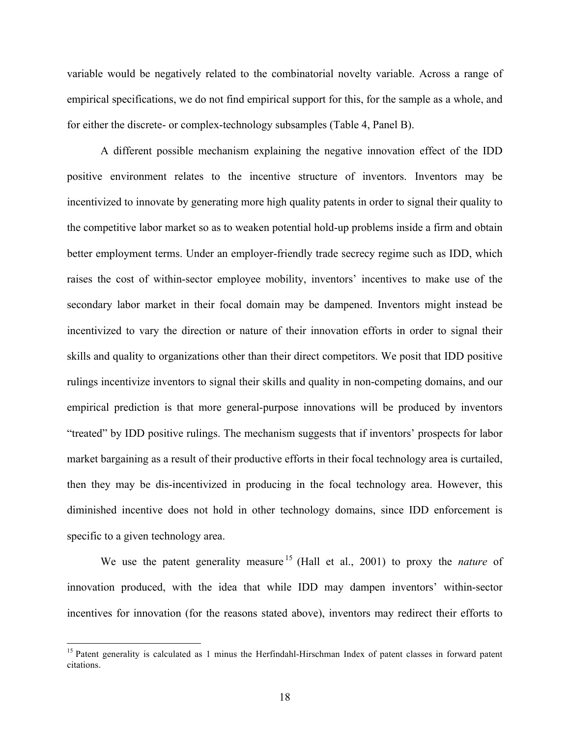variable would be negatively related to the combinatorial novelty variable. Across a range of empirical specifications, we do not find empirical support for this, for the sample as a whole, and for either the discrete- or complex-technology subsamples (Table 4, Panel B).

A different possible mechanism explaining the negative innovation effect of the IDD positive environment relates to the incentive structure of inventors. Inventors may be incentivized to innovate by generating more high quality patents in order to signal their quality to the competitive labor market so as to weaken potential hold-up problems inside a firm and obtain better employment terms. Under an employer-friendly trade secrecy regime such as IDD, which raises the cost of within-sector employee mobility, inventors' incentives to make use of the secondary labor market in their focal domain may be dampened. Inventors might instead be incentivized to vary the direction or nature of their innovation efforts in order to signal their skills and quality to organizations other than their direct competitors. We posit that IDD positive rulings incentivize inventors to signal their skills and quality in non-competing domains, and our empirical prediction is that more general-purpose innovations will be produced by inventors "treated" by IDD positive rulings. The mechanism suggests that if inventors' prospects for labor market bargaining as a result of their productive efforts in their focal technology area is curtailed, then they may be dis-incentivized in producing in the focal technology area. However, this diminished incentive does not hold in other technology domains, since IDD enforcement is specific to a given technology area.

We use the patent generality measure[15] (Hall et al., 2001) to proxy the *nature* of innovation produced, with the idea that while IDD may dampen inventors' within-sector incentives for innovation (for the reasons stated above), inventors may redirect their efforts to

[15] Patent generality is calculated as 1 minus the Herfindahl-Hirschman Index of patent classes in forward patent citations.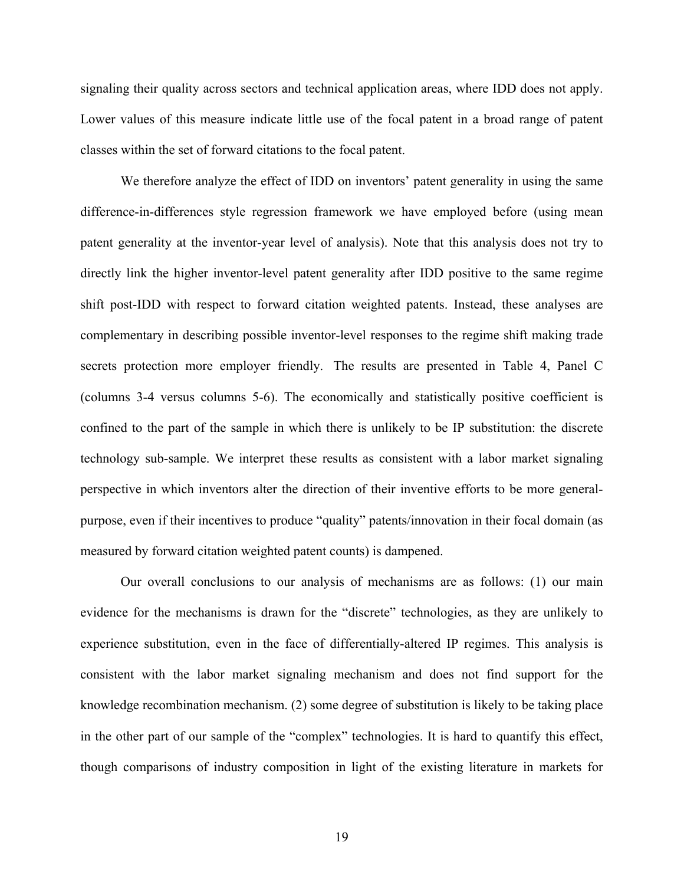signaling their quality across sectors and technical application areas, where IDD does not apply. Lower values of this measure indicate little use of the focal patent in a broad range of patent classes within the set of forward citations to the focal patent.

We therefore analyze the effect of IDD on inventors' patent generality in using the same difference-in-differences style regression framework we have employed before (using mean patent generality at the inventor-year level of analysis). Note that this analysis does not try to directly link the higher inventor-level patent generality after IDD positive to the same regime shift post-IDD with respect to forward citation weighted patents. Instead, these analyses are complementary in describing possible inventor-level responses to the regime shift making trade secrets protection more employer friendly. The results are presented in Table 4, Panel C (columns 3-4 versus columns 5-6). The economically and statistically positive coefficient is confined to the part of the sample in which there is unlikely to be IP substitution: the discrete technology sub-sample. We interpret these results as consistent with a labor market signaling perspective in which inventors alter the direction of their inventive efforts to be more general-purpose, even if their incentives to produce "quality" patents/innovation in their focal domain (as measured by forward citation weighted patent counts) is dampened.

Our overall conclusions to our analysis of mechanisms are as follows: (1) our main evidence for the mechanisms is drawn for the "discrete" technologies, as they are unlikely to experience substitution, even in the face of differentially-altered IP regimes. This analysis is consistent with the labor market signaling mechanism and does not find support for the knowledge recombination mechanism. (2) some degree of substitution is likely to be taking place in the other part of our sample of the "complex" technologies. It is hard to quantify this effect, though comparisons of industry composition in light of the existing literature in markets for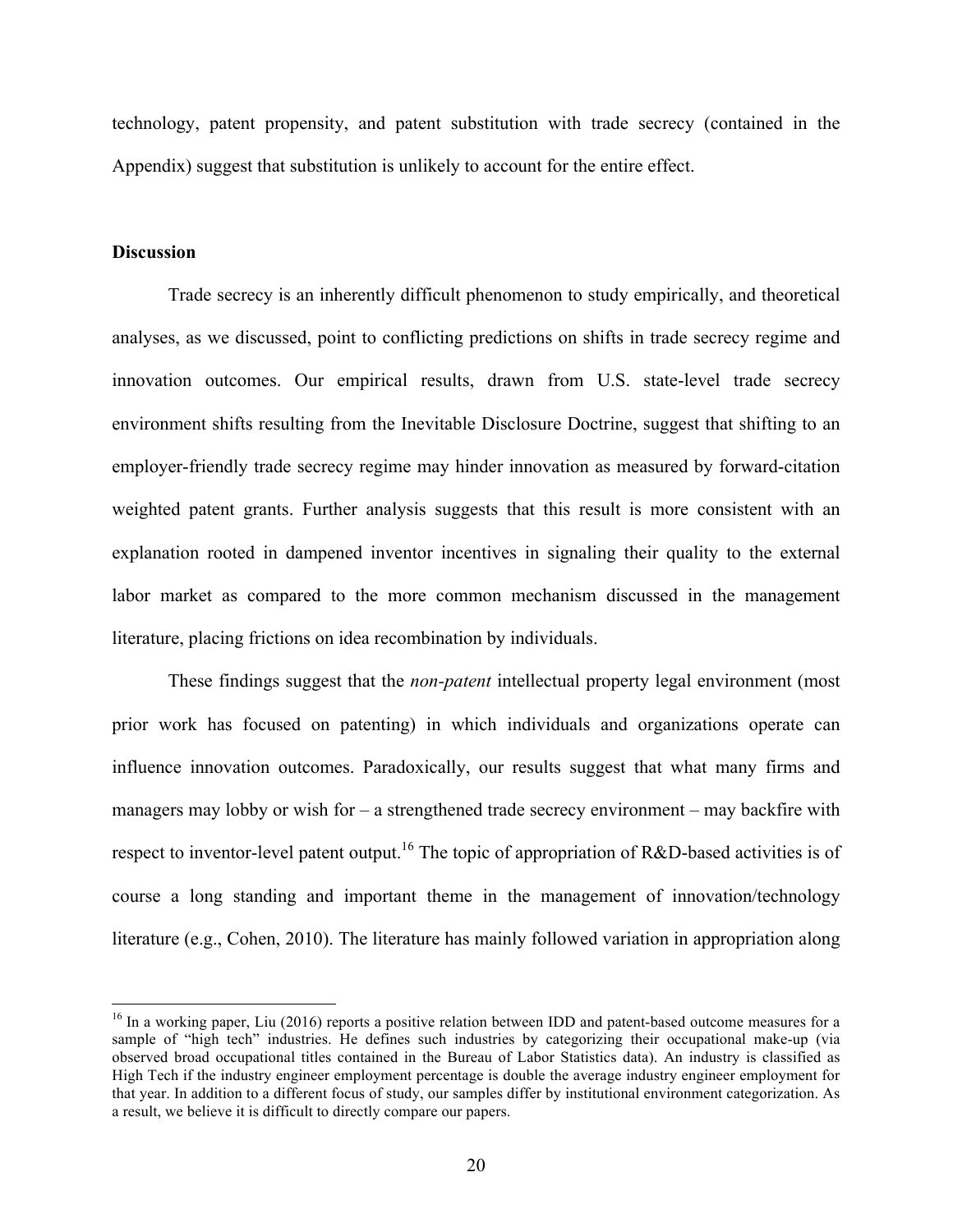technology, patent propensity, and patent substitution with trade secrecy (contained in the Appendix) suggest that substitution is unlikely to account for the entire effect.

## Discussion

Trade secrecy is an inherently difficult phenomenon to study empirically, and theoretical analyses, as we discussed, point to conflicting predictions on shifts in trade secrecy regime and innovation outcomes. Our empirical results, drawn from U.S. state-level trade secrecy environment shifts resulting from the Inevitable Disclosure Doctrine, suggest that shifting to an employer-friendly trade secrecy regime may hinder innovation as measured by forward-citation weighted patent grants. Further analysis suggests that this result is more consistent with an explanation rooted in dampened inventor incentives in signaling their quality to the external labor market as compared to the more common mechanism discussed in the management literature, placing frictions on idea recombination by individuals.

These findings suggest that the *non-patent* intellectual property legal environment (most prior work has focused on patenting) in which individuals and organizations operate can influence innovation outcomes. Paradoxically, our results suggest that what many firms and managers may lobby or wish for – a strengthened trade secrecy environment – may backfire with respect to inventor-level patent output.[16] The topic of appropriation of R&D-based activities is of course a long standing and important theme in the management of innovation/technology literature (e.g., Cohen, 2010). The literature has mainly followed variation in appropriation along

[16] In a working paper, Liu (2016) reports a positive relation between IDD and patent-based outcome measures for a sample of "high tech" industries. He defines such industries by categorizing their occupational make-up (via observed broad occupational titles contained in the Bureau of Labor Statistics data). An industry is classified as High Tech if the industry engineer employment percentage is double the average industry engineer employment for that year. In addition to a different focus of study, our samples differ by institutional environment categorization. As a result, we believe it is difficult to directly compare our papers.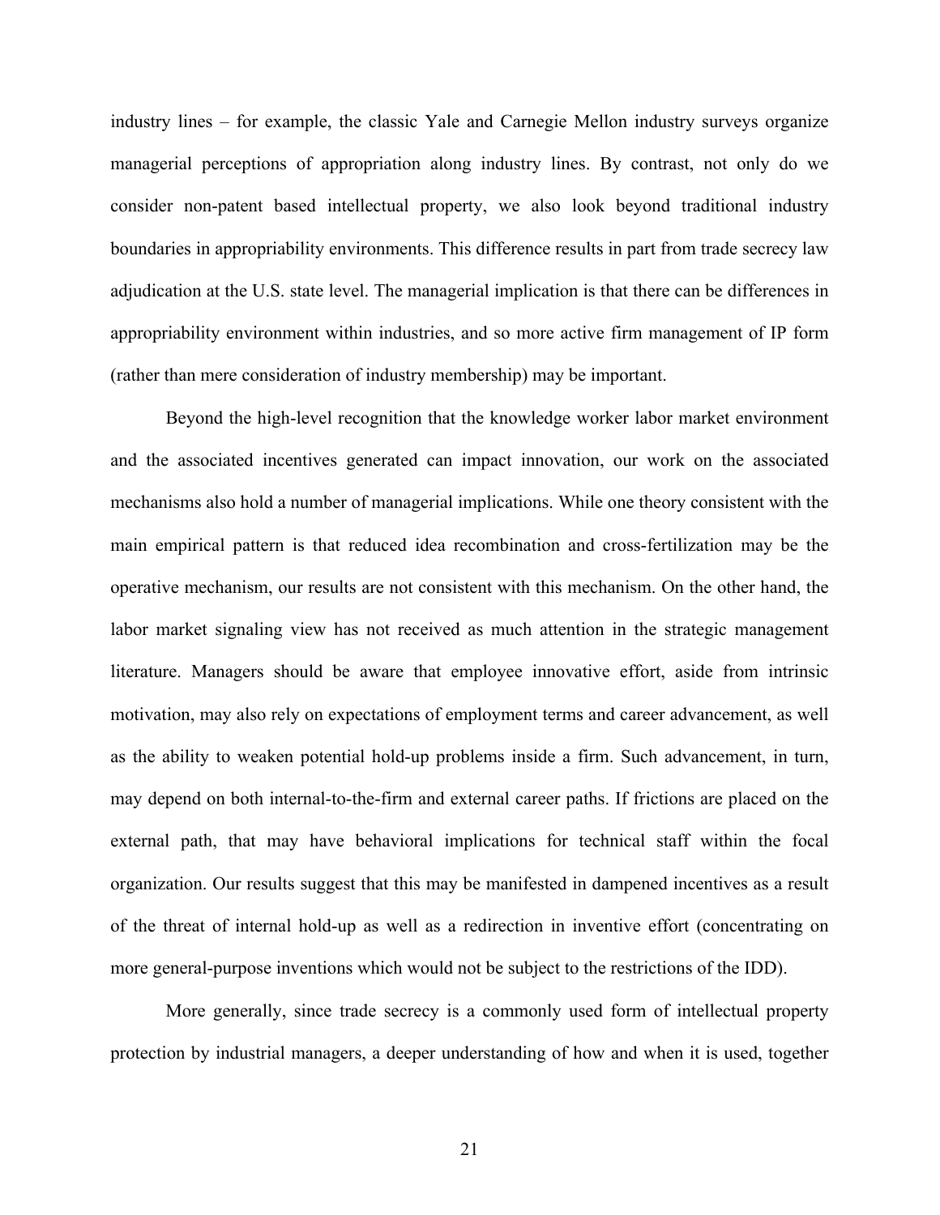industry lines – for example, the classic Yale and Carnegie Mellon industry surveys organize managerial perceptions of appropriation along industry lines. By contrast, not only do we consider non-patent based intellectual property, we also look beyond traditional industry boundaries in appropriability environments. This difference results in part from trade secrecy law adjudication at the U.S. state level. The managerial implication is that there can be differences in appropriability environment within industries, and so more active firm management of IP form (rather than mere consideration of industry membership) may be important.

Beyond the high-level recognition that the knowledge worker labor market environment and the associated incentives generated can impact innovation, our work on the associated mechanisms also hold a number of managerial implications. While one theory consistent with the main empirical pattern is that reduced idea recombination and cross-fertilization may be the operative mechanism, our results are not consistent with this mechanism. On the other hand, the labor market signaling view has not received as much attention in the strategic management literature. Managers should be aware that employee innovative effort, aside from intrinsic motivation, may also rely on expectations of employment terms and career advancement, as well as the ability to weaken potential hold-up problems inside a firm. Such advancement, in turn, may depend on both internal-to-the-firm and external career paths. If frictions are placed on the external path, that may have behavioral implications for technical staff within the focal organization. Our results suggest that this may be manifested in dampened incentives as a result of the threat of internal hold-up as well as a redirection in inventive effort (concentrating on more general-purpose inventions which would not be subject to the restrictions of the IDD).

More generally, since trade secrecy is a commonly used form of intellectual property protection by industrial managers, a deeper understanding of how and when it is used, together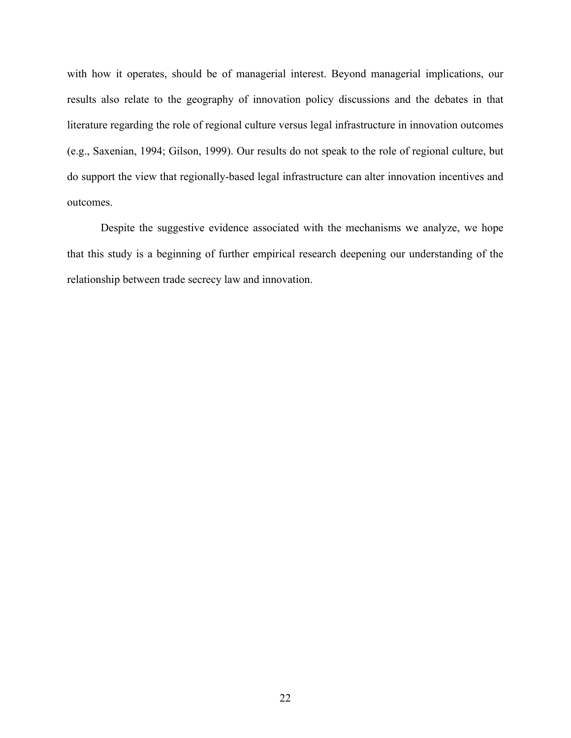with how it operates, should be of managerial interest. Beyond managerial implications, our results also relate to the geography of innovation policy discussions and the debates in that literature regarding the role of regional culture versus legal infrastructure in innovation outcomes (e.g., Saxenian, 1994; Gilson, 1999). Our results do not speak to the role of regional culture, but do support the view that regionally-based legal infrastructure can alter innovation incentives and outcomes.

Despite the suggestive evidence associated with the mechanisms we analyze, we hope that this study is a beginning of further empirical research deepening our understanding of the relationship between trade secrecy law and innovation.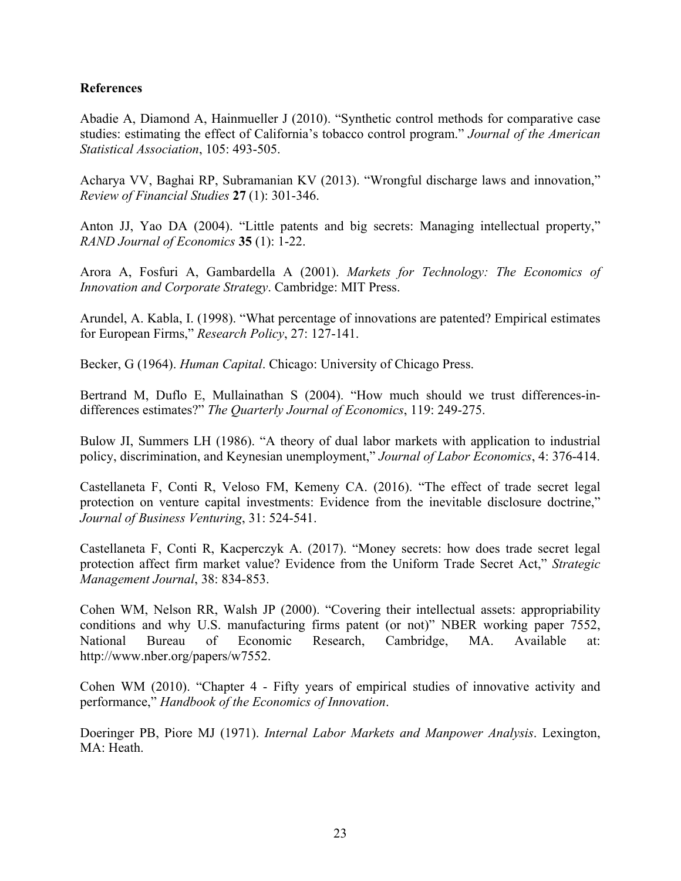**References**

Abadie A, Diamond A, Hainmueller J (2010). "Synthetic control methods for comparative case studies: estimating the effect of California's tobacco control program." *Journal of the American Statistical Association*, 105: 493-505.

Acharya VV, Baghai RP, Subramanian KV (2013). "Wrongful discharge laws and innovation," *Review of Financial Studies* **27** (1): 301-346.

Anton JJ, Yao DA (2004). "Little patents and big secrets: Managing intellectual property," *RAND Journal of Economics* **35** (1): 1-22.

Arora A, Fosfuri A, Gambardella A (2001). *Markets for Technology: The Economics of Innovation and Corporate Strategy*. Cambridge: MIT Press.

Arundel, A. Kabla, I. (1998). "What percentage of innovations are patented? Empirical estimates for European Firms," *Research Policy*, 27: 127-141.

Becker, G (1964). *Human Capital*. Chicago: University of Chicago Press.

Bertrand M, Duflo E, Mullainathan S (2004). "How much should we trust differences-in-differences estimates?" *The Quarterly Journal of Economics*, 119: 249-275.

Bulow JI, Summers LH (1986). "A theory of dual labor markets with application to industrial policy, discrimination, and Keynesian unemployment," *Journal of Labor Economics*, 4: 376-414.

Castellaneta F, Conti R, Veloso FM, Kemeny CA. (2016). "The effect of trade secret legal protection on venture capital investments: Evidence from the inevitable disclosure doctrine," *Journal of Business Venturing*, 31: 524-541.

Castellaneta F, Conti R, Kacperczyk A. (2017). "Money secrets: how does trade secret legal protection affect firm market value? Evidence from the Uniform Trade Secret Act," *Strategic Management Journal*, 38: 834-853.

Cohen WM, Nelson RR, Walsh JP (2000). "Covering their intellectual assets: appropriability conditions and why U.S. manufacturing firms patent (or not)" NBER working paper 7552, National Bureau of Economic Research, Cambridge, MA. Available at: http://www.nber.org/papers/w7552.

Cohen WM (2010). "Chapter 4 - Fifty years of empirical studies of innovative activity and performance," *Handbook of the Economics of Innovation*.

Doeringer PB, Piore MJ (1971). *Internal Labor Markets and Manpower Analysis*. Lexington, MA: Heath.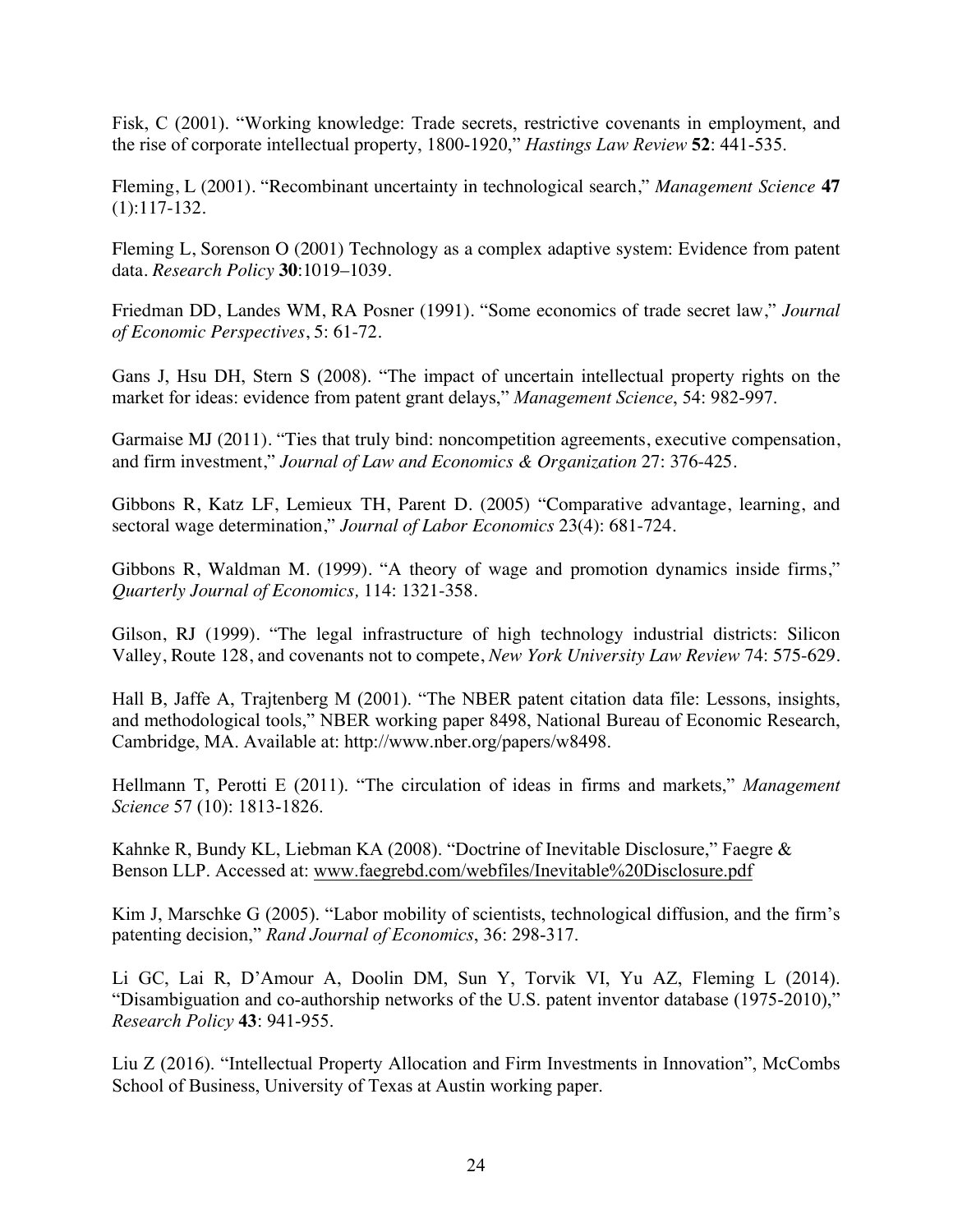Fisk, C (2001). “Working knowledge: Trade secrets, restrictive covenants in employment, and the rise of corporate intellectual property, 1800-1920,” *Hastings Law Review* **52**: 441-535.

Fleming, L (2001). “Recombinant uncertainty in technological search,” *Management Science* **47** (1):117-132.

Fleming L, Sorenson O (2001) Technology as a complex adaptive system: Evidence from patent data. *Research Policy* **30**:1019–1039.

Friedman DD, Landes WM, RA Posner (1991). “Some economics of trade secret law,” *Journal of Economic Perspectives*, 5: 61-72.

Gans J, Hsu DH, Stern S (2008). “The impact of uncertain intellectual property rights on the market for ideas: evidence from patent grant delays,” *Management Science*, 54: 982-997.

Garmaise MJ (2011). “Ties that truly bind: noncompetition agreements, executive compensation, and firm investment,” *Journal of Law and Economics & Organization* 27: 376-425.

Gibbons R, Katz LF, Lemieux TH, Parent D. (2005) “Comparative advantage, learning, and sectoral wage determination,” *Journal of Labor Economics* 23(4): 681-724.

Gibbons R, Waldman M. (1999). “A theory of wage and promotion dynamics inside firms,” *Quarterly Journal of Economics,* 114: 1321-358.

Gilson, RJ (1999). “The legal infrastructure of high technology industrial districts: Silicon Valley, Route 128, and covenants not to compete, *New York University Law Review* 74: 575-629.

Hall B, Jaffe A, Trajtenberg M (2001). “The NBER patent citation data file: Lessons, insights, and methodological tools,” NBER working paper 8498, National Bureau of Economic Research, Cambridge, MA. Available at: http://www.nber.org/papers/w8498.

Hellmann T, Perotti E (2011). “The circulation of ideas in firms and markets,” *Management Science* 57 (10): 1813-1826.

Kahnke R, Bundy KL, Liebman KA (2008). “Doctrine of Inevitable Disclosure,” Faegre & Benson LLP. Accessed at: www.faegrebd.com/webfiles/Inevitable%20Disclosure.pdf

Kim J, Marschke G (2005). “Labor mobility of scientists, technological diffusion, and the firm's patenting decision,” *Rand Journal of Economics*, 36: 298-317.

Li GC, Lai R, D'Amour A, Doolin DM, Sun Y, Torvik VI, Yu AZ, Fleming L (2014). “Disambiguation and co-authorship networks of the U.S. patent inventor database (1975-2010),” *Research Policy* **43**: 941-955.

Liu Z (2016). “Intellectual Property Allocation and Firm Investments in Innovation”, McCombs School of Business, University of Texas at Austin working paper.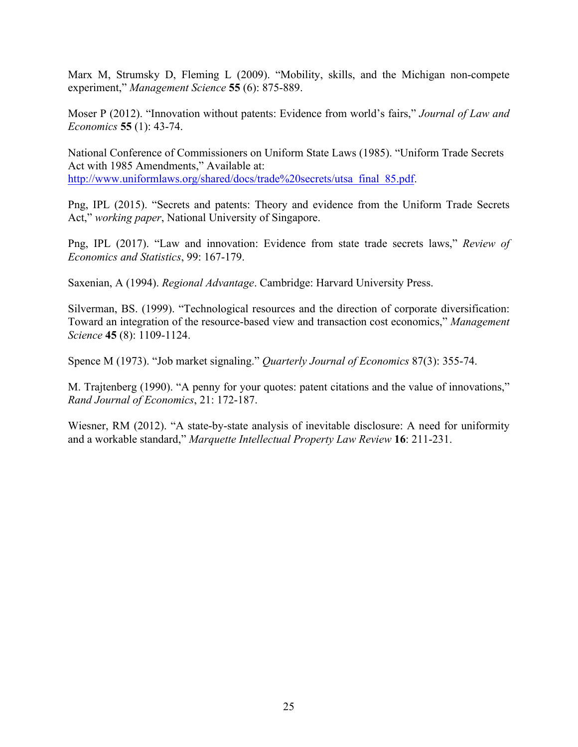Marx M, Strumsky D, Fleming L (2009). "Mobility, skills, and the Michigan non-compete experiment," *Management Science* **55** (6): 875-889.

Moser P (2012). "Innovation without patents: Evidence from world's fairs," *Journal of Law and Economics* **55** (1): 43-74.

National Conference of Commissioners on Uniform State Laws (1985). "Uniform Trade Secrets Act with 1985 Amendments," Available at: [http://www.uniformlaws.org/shared/docs/trade%20secrets/utsa_final_85.pdf](http://www.uniformlaws.org/shared/docs/trade%20secrets/utsa_final_85.pdf).

Png, IPL (2015). "Secrets and patents: Theory and evidence from the Uniform Trade Secrets Act," *working paper*, National University of Singapore.

Png, IPL (2017). "Law and innovation: Evidence from state trade secrets laws," *Review of Economics and Statistics*, 99: 167-179.

Saxenian, A (1994). *Regional Advantage*. Cambridge: Harvard University Press.

Silverman, BS. (1999). "Technological resources and the direction of corporate diversification: Toward an integration of the resource-based view and transaction cost economics," *Management Science* **45** (8): 1109-1124.

Spence M (1973). "Job market signaling." *Quarterly Journal of Economics* 87(3): 355-74.

M. Trajtenberg (1990). "A penny for your quotes: patent citations and the value of innovations," *Rand Journal of Economics*, 21: 172-187.

Wiesner, RM (2012). "A state-by-state analysis of inevitable disclosure: A need for uniformity and a workable standard," *Marquette Intellectual Property Law Review* **16**: 211-231.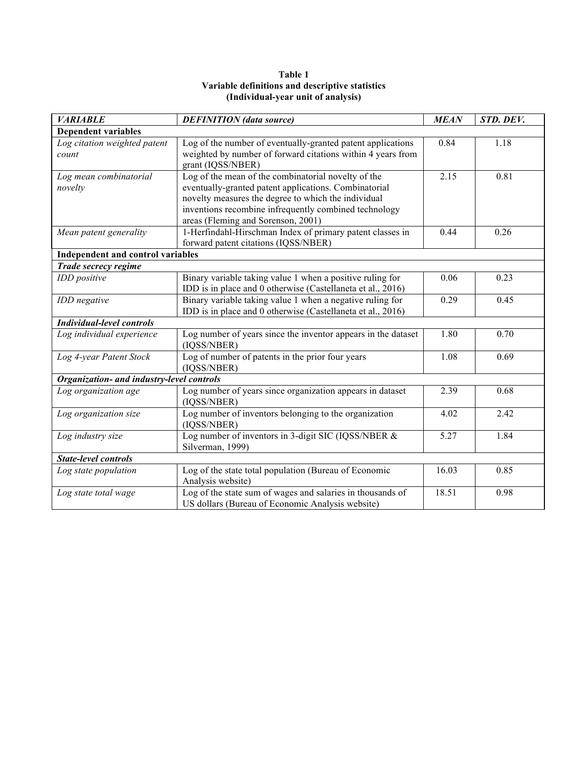**Table 1**
**Variable definitions and descriptive statistics**
**(Individual-year unit of analysis)**

| *VARIABLE* | *DEFINITION (data source)* | *MEAN* | *STD. DEV.* |
|---|---|---|---|
| **Dependent variables** | | | |
| *Log citation weighted patent count* | Log of the number of eventually-granted patent applications weighted by number of forward citations within 4 years from grant (IQSS/NBER) | 0.84 | 1.18 |
| *Log mean combinatorial novelty* | Log of the mean of the combinatorial novelty of the eventually-granted patent applications. Combinatorial novelty measures the degree to which the individual inventions recombine infrequently combined technology areas (Fleming and Sorenson, 2001) | 2.15 | 0.81 |
| *Mean patent generality* | 1-Herfindahl-Hirschman Index of primary patent classes in forward patent citations (IQSS/NBER) | 0.44 | 0.26 |
| **Independent and control variables** | | | |
| ***Trade secrecy regime*** | | | |
| *IDD positive* | Binary variable taking value 1 when a positive ruling for IDD is in place and 0 otherwise (Castellaneta et al., 2016) | 0.06 | 0.23 |
| *IDD negative* | Binary variable taking value 1 when a negative ruling for IDD is in place and 0 otherwise (Castellaneta et al., 2016) | 0.29 | 0.45 |
| ***Individual-level controls*** | | | |
| *Log individual experience* | Log number of years since the inventor appears in the dataset (IQSS/NBER) | 1.80 | 0.70 |
| *Log 4-year Patent Stock* | Log of number of patents in the prior four years (IQSS/NBER) | 1.08 | 0.69 |
| ***Organization- and industry-level controls*** | | | |
| *Log organization age* | Log number of years since organization appears in dataset (IQSS/NBER) | 2.39 | 0.68 |
| *Log organization size* | Log number of inventors belonging to the organization (IQSS/NBER) | 4.02 | 2.42 |
| *Log industry size* | Log number of inventors in 3-digit SIC (IQSS/NBER & Silverman, 1999) | 5.27 | 1.84 |
| ***State-level controls*** | | | |
| *Log state population* | Log of the state total population (Bureau of Economic Analysis website) | 16.03 | 0.85 |
| *Log state total wage* | Log of the state sum of wages and salaries in thousands of US dollars (Bureau of Economic Analysis website) | 18.51 | 0.98 |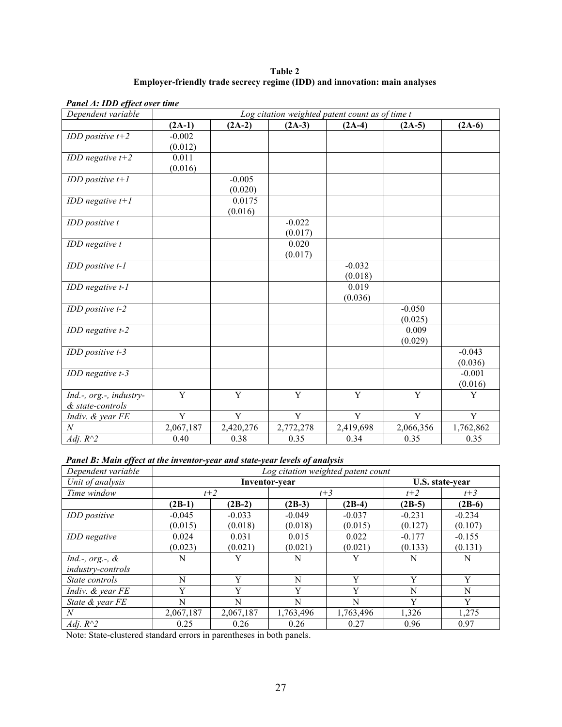**Table 2**
**Employer-friendly trade secrecy regime (IDD) and innovation: main analyses**

***Panel A: IDD effect over time***

| *Dependent variable* | *Log citation weighted patent count as of time t* | | | | | |
|---|---|---|---|---|---|---|
| | **(2A-1)** | **(2A-2)** | **(2A-3)** | **(2A-4)** | **(2A-5)** | **(2A-6)** |
| *IDD positive t+2* | -0.002<br>(0.012) | | | | | |
| *IDD negative t+2* | 0.011<br>(0.016) | | | | | |
| *IDD positive t+1* | | -0.005<br>(0.020) | | | | |
| *IDD negative t+1* | | 0.0175<br>(0.016) | | | | |
| *IDD positive t* | | | -0.022<br>(0.017) | | | |
| *IDD negative t* | | | 0.020<br>(0.017) | | | |
| *IDD positive t-1* | | | | -0.032<br>(0.018) | | |
| *IDD negative t-1* | | | | 0.019<br>(0.036) | | |
| *IDD positive t-2* | | | | | -0.050<br>(0.025) | |
| *IDD negative t-2* | | | | | 0.009<br>(0.029) | |
| *IDD positive t-3* | | | | | | -0.043<br>(0.036) |
| *IDD negative t-3* | | | | | | -0.001<br>(0.016) |
| *Ind.-, org.-, industry- & state-controls* | Y | Y | Y | Y | Y | Y |
| *Indiv. & year FE* | Y | Y | Y | Y | Y | Y |
| *N* | 2,067,187 | 2,420,276 | 2,772,278 | 2,419,698 | 2,066,356 | 1,762,862 |
| *Adj. R^2* | 0.40 | 0.38 | 0.35 | 0.34 | 0.35 | 0.35 |

***Panel B: Main effect at the inventor-year and state-year levels of analysis***

| *Dependent variable* | *Log citation weighted patent count* | | | | | |
|---|---|---|---|---|---|---|
| *Unit of analysis* | **Inventor-year** | | | | **U.S. state-year** | |
| *Time window* | *t+2* | | *t+3* | | *t+2* | *t+3* |
| | **(2B-1)** | **(2B-2)** | **(2B-3)** | **(2B-4)** | **(2B-5)** | **(2B-6)** |
| *IDD positive* | -0.045<br>(0.015) | -0.033<br>(0.018) | -0.049<br>(0.018) | -0.037<br>(0.015) | -0.231<br>(0.127) | -0.234<br>(0.107) |
| *IDD negative* | 0.024<br>(0.023) | 0.031<br>(0.021) | 0.015<br>(0.021) | 0.022<br>(0.021) | -0.177<br>(0.133) | -0.155<br>(0.131) |
| *Ind.-, org.-, & industry-controls* | N | Y | N | Y | N | N |
| *State controls* | N | Y | N | Y | Y | Y |
| *Indiv. & year FE* | Y | Y | Y | Y | N | N |
| *State & year FE* | N | N | N | N | Y | Y |
| *N* | 2,067,187 | 2,067,187 | 1,763,496 | 1,763,496 | 1,326 | 1,275 |
| *Adj. R^2* | 0.25 | 0.26 | 0.26 | 0.27 | 0.96 | 0.97 |

Note: State-clustered standard errors in parentheses in both panels.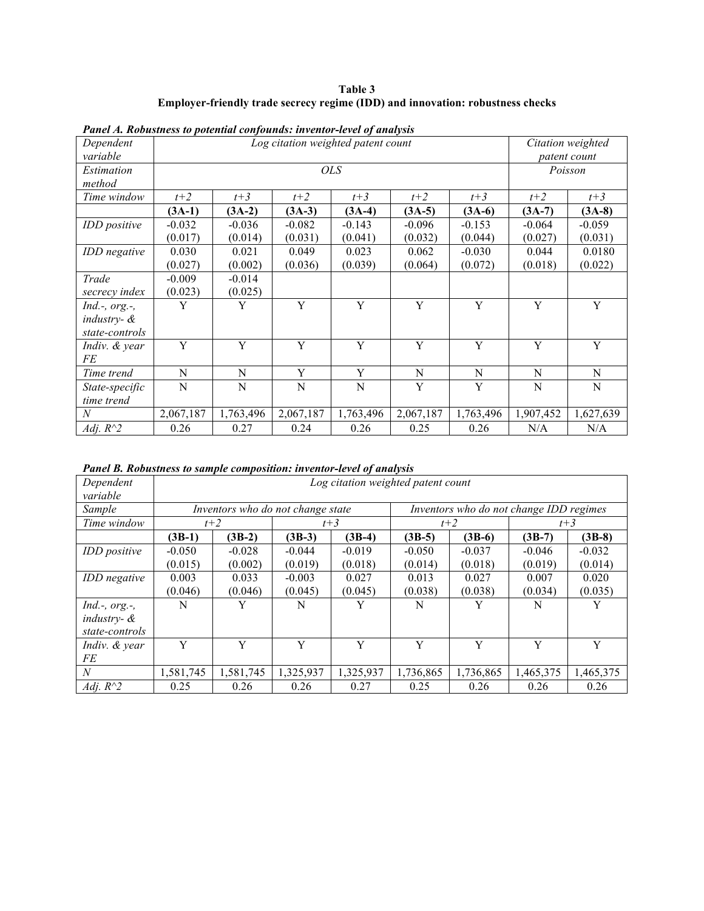**Table 3**
**Employer-friendly trade secrecy regime (IDD) and innovation: robustness checks**

***Panel A. Robustness to potential confounds: inventor-level of analysis***

| *Dependent variable* | *Log citation weighted patent count* | | | | | | *Citation weighted patent count* | |
|---|---|---|---|---|---|---|---|---|
| *Estimation method* | *OLS* | | | | | | *Poisson* | |
| *Time window* | *t+2* | *t+3* | *t+2* | *t+3* | *t+2* | *t+3* | *t+2* | *t+3* |
| | **(3A-1)** | **(3A-2)** | **(3A-3)** | **(3A-4)** | **(3A-5)** | **(3A-6)** | **(3A-7)** | **(3A-8)** |
| *IDD positive* | -0.032 | -0.036 | -0.082 | -0.143 | -0.096 | -0.153 | -0.064 | -0.059 |
| | (0.017) | (0.014) | (0.031) | (0.041) | (0.032) | (0.044) | (0.027) | (0.031) |
| *IDD negative* | 0.030 | 0.021 | 0.049 | 0.023 | 0.062 | -0.030 | 0.044 | 0.0180 |
| | (0.027) | (0.002) | (0.036) | (0.039) | (0.064) | (0.072) | (0.018) | (0.022) |
| *Trade secrecy index* | -0.009 | -0.014 | | | | | | |
| | (0.023) | (0.025) | | | | | | |
| *Ind.-, org.-, industry- & state-controls* | Y | Y | Y | Y | Y | Y | Y | Y |
| *Indiv. & year FE* | Y | Y | Y | Y | Y | Y | Y | Y |
| *Time trend* | N | N | Y | Y | N | N | N | N |
| *State-specific time trend* | N | N | N | N | Y | Y | N | N |
| *N* | 2,067,187 | 1,763,496 | 2,067,187 | 1,763,496 | 2,067,187 | 1,763,496 | 1,907,452 | 1,627,639 |
| *Adj.* $R^2$ | 0.26 | 0.27 | 0.24 | 0.26 | 0.25 | 0.26 | N/A | N/A |

***Panel B. Robustness to sample composition: inventor-level of analysis***

| *Dependent variable* | *Log citation weighted patent count* | | | | | | | |
|---|---|---|---|---|---|---|---|---|
| *Sample* | *Inventors who do not change state* | | | | *Inventors who do not change IDD regimes* | | | |
| *Time window* | *t+2* | | *t+3* | | *t+2* | | *t+3* | |
| | **(3B-1)** | **(3B-2)** | **(3B-3)** | **(3B-4)** | **(3B-5)** | **(3B-6)** | **(3B-7)** | **(3B-8)** |
| *IDD positive* | -0.050 | -0.028 | -0.044 | -0.019 | -0.050 | -0.037 | -0.046 | -0.032 |
| | (0.015) | (0.002) | (0.019) | (0.018) | (0.014) | (0.018) | (0.019) | (0.014) |
| *IDD negative* | 0.003 | 0.033 | -0.003 | 0.027 | 0.013 | 0.027 | 0.007 | 0.020 |
| | (0.046) | (0.046) | (0.045) | (0.045) | (0.038) | (0.038) | (0.034) | (0.035) |
| *Ind.-, org.-, industry- & state-controls* | N | Y | N | Y | N | Y | N | Y |
| *Indiv. & year FE* | Y | Y | Y | Y | Y | Y | Y | Y |
| *N* | 1,581,745 | 1,581,745 | 1,325,937 | 1,325,937 | 1,736,865 | 1,736,865 | 1,465,375 | 1,465,375 |
| *Adj.* $R^2$ | 0.25 | 0.26 | 0.26 | 0.27 | 0.25 | 0.26 | 0.26 | 0.26 |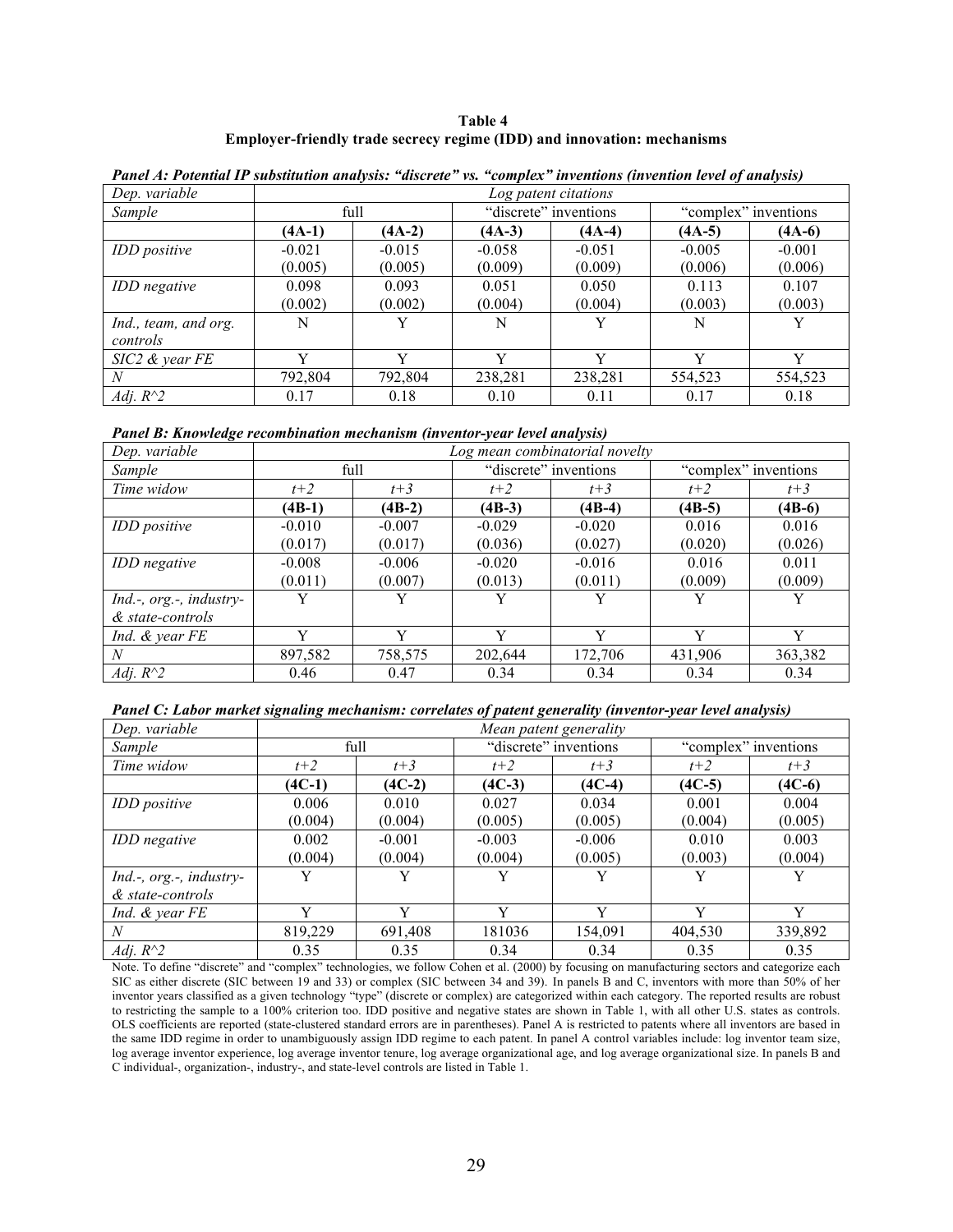**Table 4**
**Employer-friendly trade secrecy regime (IDD) and innovation: mechanisms**

***Panel A: Potential IP substitution analysis: "discrete" vs. "complex" inventions (invention level of analysis)***

| *Dep. variable* | *Log patent citations* | | | | | |
|---|---|---|---|---|---|---|
| *Sample* | full | | "discrete" inventions | | "complex" inventions | |
| | **(4A-1)** | **(4A-2)** | **(4A-3)** | **(4A-4)** | **(4A-5)** | **(4A-6)** |
| *IDD positive* | -0.021 | -0.015 | -0.058 | -0.051 | -0.005 | -0.001 |
| | (0.005) | (0.005) | (0.009) | (0.009) | (0.006) | (0.006) |
| *IDD negative* | 0.098 | 0.093 | 0.051 | 0.050 | 0.113 | 0.107 |
| | (0.002) | (0.002) | (0.004) | (0.004) | (0.003) | (0.003) |
| *Ind., team, and org. controls* | N | Y | N | Y | N | Y |
| *SIC2 & year FE* | Y | Y | Y | Y | Y | Y |
| *N* | 792,804 | 792,804 | 238,281 | 238,281 | 554,523 | 554,523 |
| *Adj. R^2* | 0.17 | 0.18 | 0.10 | 0.11 | 0.17 | 0.18 |

***Panel B: Knowledge recombination mechanism (inventor-year level analysis)***

| *Dep. variable* | *Log mean combinatorial novelty* | | | | | |
|---|---|---|---|---|---|---|
| *Sample* | full | | "discrete" inventions | | "complex" inventions | |
| *Time widow* | *t+2* | *t+3* | *t+2* | *t+3* | *t+2* | *t+3* |
| | **(4B-1)** | **(4B-2)** | **(4B-3)** | **(4B-4)** | **(4B-5)** | **(4B-6)** |
| *IDD positive* | -0.010 | -0.007 | -0.029 | -0.020 | 0.016 | 0.016 |
| | (0.017) | (0.017) | (0.036) | (0.027) | (0.020) | (0.026) |
| *IDD negative* | -0.008 | -0.006 | -0.020 | -0.016 | 0.016 | 0.011 |
| | (0.011) | (0.007) | (0.013) | (0.011) | (0.009) | (0.009) |
| *Ind.-, org.-, industry- & state-controls* | Y | Y | Y | Y | Y | Y |
| *Ind. & year FE* | Y | Y | Y | Y | Y | Y |
| *N* | 897,582 | 758,575 | 202,644 | 172,706 | 431,906 | 363,382 |
| *Adj. R^2* | 0.46 | 0.47 | 0.34 | 0.34 | 0.34 | 0.34 |

***Panel C: Labor market signaling mechanism: correlates of patent generality (inventor-year level analysis)***

| *Dep. variable* | *Mean patent generality* | | | | | |
|---|---|---|---|---|---|---|
| *Sample* | full | | "discrete" inventions | | "complex" inventions | |
| *Time widow* | *t+2* | *t+3* | *t+2* | *t+3* | *t+2* | *t+3* |
| | **(4C-1)** | **(4C-2)** | **(4C-3)** | **(4C-4)** | **(4C-5)** | **(4C-6)** |
| *IDD positive* | 0.006 | 0.010 | 0.027 | 0.034 | 0.001 | 0.004 |
| | (0.004) | (0.004) | (0.005) | (0.005) | (0.004) | (0.005) |
| *IDD negative* | 0.002 | -0.001 | -0.003 | -0.006 | 0.010 | 0.003 |
| | (0.004) | (0.004) | (0.004) | (0.005) | (0.003) | (0.004) |
| *Ind.-, org.-, industry- & state-controls* | Y | Y | Y | Y | Y | Y |
| *Ind. & year FE* | Y | Y | Y | Y | Y | Y |
| *N* | 819,229 | 691,408 | 181036 | 154,091 | 404,530 | 339,892 |
| *Adj. R^2* | 0.35 | 0.35 | 0.34 | 0.34 | 0.35 | 0.35 |

Note. To define "discrete" and "complex" technologies, we follow Cohen et al. (2000) by focusing on manufacturing sectors and categorize each SIC as either discrete (SIC between 19 and 33) or complex (SIC between 34 and 39). In panels B and C, inventors with more than 50% of her inventor years classified as a given technology "type" (discrete or complex) are categorized within each category. The reported results are robust to restricting the sample to a 100% criterion too. IDD positive and negative states are shown in Table 1, with all other U.S. states as controls. OLS coefficients are reported (state-clustered standard errors are in parentheses). Panel A is restricted to patents where all inventors are based in the same IDD regime in order to unambiguously assign IDD regime to each patent. In panel A control variables include: log inventor team size, log average inventor experience, log average inventor tenure, log average organizational age, and log average organizational size. In panels B and C individual-, organization-, industry-, and state-level controls are listed in Table 1.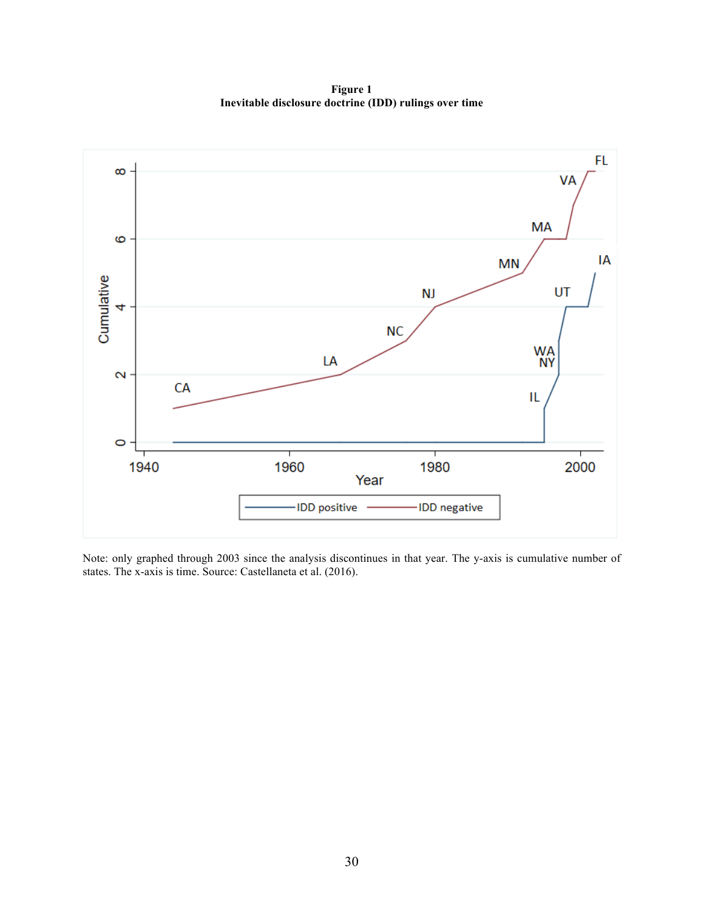**Figure 1**
**Inevitable disclosure doctrine (IDD) rulings over time**

Note: only graphed through 2003 since the analysis discontinues in that year. The y-axis is cumulative number of states. The x-axis is time. Source: Castellaneta et al. (2016).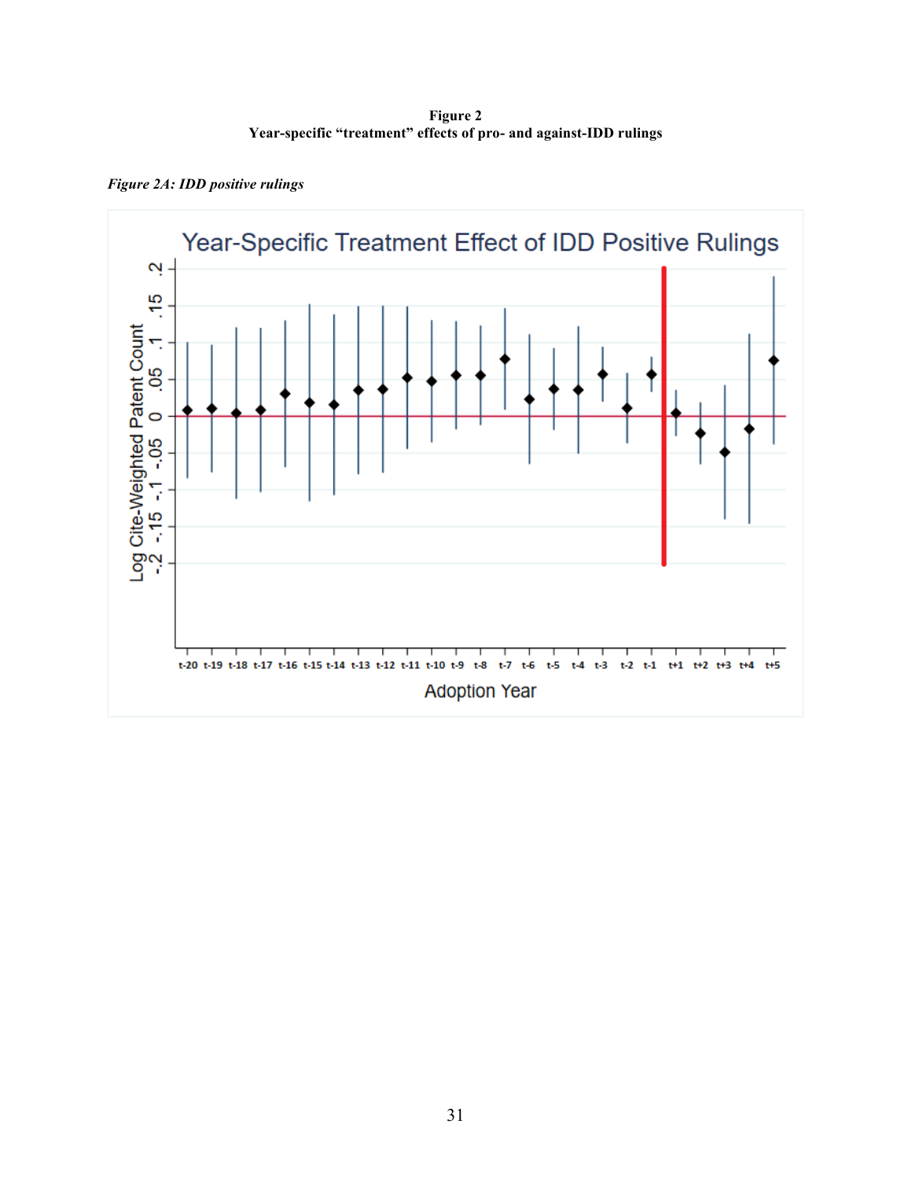**Figure 2**
**Year-specific "treatment" effects of pro- and against-IDD rulings**

*Figure 2A: IDD positive rulings*

Year-Specific Treatment Effect of IDD Positive Rulings

Log Cite-Weighted Patent Count

-.2 -.15 -.1 -.05 0 .05 .1 .15 .2

t-20 t-19 t-18 t-17 t-16 t-15 t-14 t-13 t-12 t-11 t-10 t-9 t-8 t-7 t-6 t-5 t-4 t-3 t-2 t-1 t+1 t+2 t+3 t+4 t+5

Adoption Year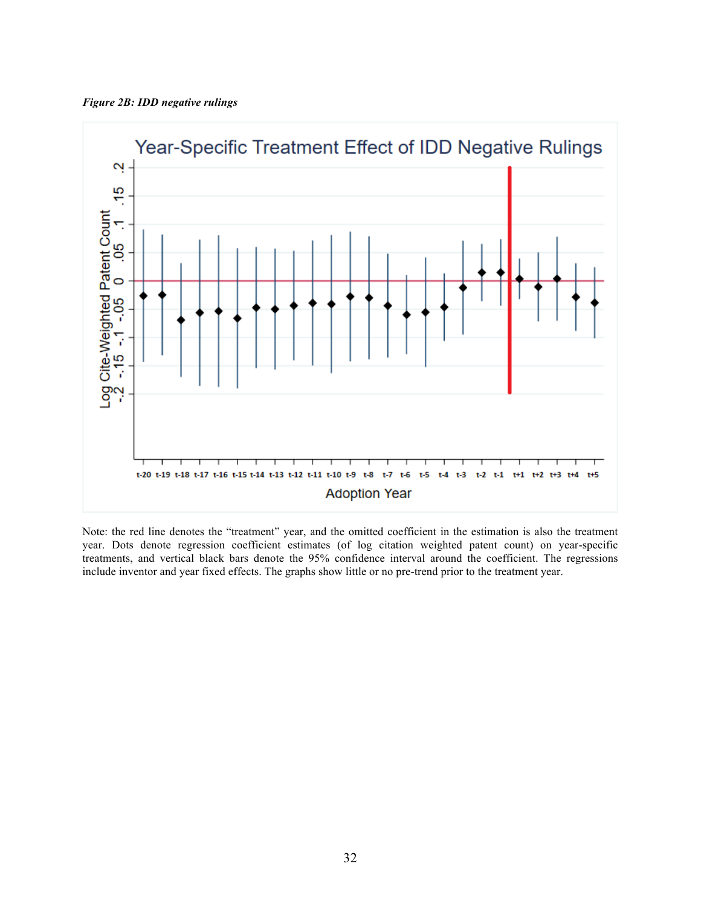*Figure 2B: IDD negative rulings*

Year-Specific Treatment Effect of IDD Negative Rulings

Log Cite-Weighted Patent Count

-.2 -.15 -.1 -.05 0 .05 .1 .15 .2

t-20 t-19 t-18 t-17 t-16 t-15 t-14 t-13 t-12 t-11 t-10 t-9 t-8 t-7 t-6 t-5 t-4 t-3 t-2 t-1 t+1 t+2 t+3 t+4 t+5

Adoption Year

Note: the red line denotes the "treatment" year, and the omitted coefficient in the estimation is also the treatment year. Dots denote regression coefficient estimates (of log citation weighted patent count) on year-specific treatments, and vertical black bars denote the 95% confidence interval around the coefficient. The regressions include inventor and year fixed effects. The graphs show little or no pre-trend prior to the treatment year.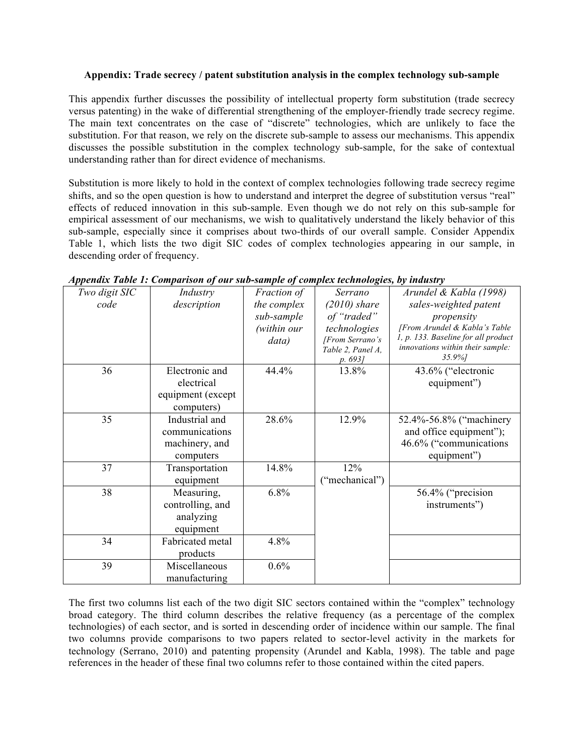**Appendix: Trade secrecy / patent substitution analysis in the complex technology sub-sample**

This appendix further discusses the possibility of intellectual property form substitution (trade secrecy versus patenting) in the wake of differential strengthening of the employer-friendly trade secrecy regime. The main text concentrates on the case of "discrete" technologies, which are unlikely to face the substitution. For that reason, we rely on the discrete sub-sample to assess our mechanisms. This appendix discusses the possible substitution in the complex technology sub-sample, for the sake of contextual understanding rather than for direct evidence of mechanisms.

Substitution is more likely to hold in the context of complex technologies following trade secrecy regime shifts, and so the open question is how to understand and interpret the degree of substitution versus "real" effects of reduced innovation in this sub-sample. Even though we do not rely on this sub-sample for empirical assessment of our mechanisms, we wish to qualitatively understand the likely behavior of this sub-sample, especially since it comprises about two-thirds of our overall sample. Consider Appendix Table 1, which lists the two digit SIC codes of complex technologies appearing in our sample, in descending order of frequency.

***Appendix Table 1: Comparison of our sub-sample of complex technologies, by industry***

| *Two digit SIC code* | *Industry description* | *Fraction of the complex sub-sample (within our data)* | *Serrano (2010) share of "traded" technologies [From Serrano's Table 2, Panel A, p. 693]* | *Arundel & Kabla (1998) sales-weighted patent propensity [From Arundel & Kabla's Table 1, p. 133. Baseline for all product innovations within their sample: 35.9%]* |
|---|---|---|---|---|
| 36 | Electronic and electrical equipment (except computers) | 44.4% | 13.8% | 43.6% ("electronic equipment") |
| 35 | Industrial and communications machinery, and computers | 28.6% | 12.9% | 52.4%-56.8% ("machinery and office equipment"); 46.6% ("communications equipment") |
| 37 | Transportation equipment | 14.8% | 12% ("mechanical") | |
| 38 | Measuring, controlling, and analyzing equipment | 6.8% | | 56.4% ("precision instruments") |
| 34 | Fabricated metal products | 4.8% | | |
| 39 | Miscellaneous manufacturing | 0.6% | | |

The first two columns list each of the two digit SIC sectors contained within the "complex" technology broad category. The third column describes the relative frequency (as a percentage of the complex technologies) of each sector, and is sorted in descending order of incidence within our sample. The final two columns provide comparisons to two papers related to sector-level activity in the markets for technology (Serrano, 2010) and patenting propensity (Arundel and Kabla, 1998). The table and page references in the header of these final two columns refer to those contained within the cited papers.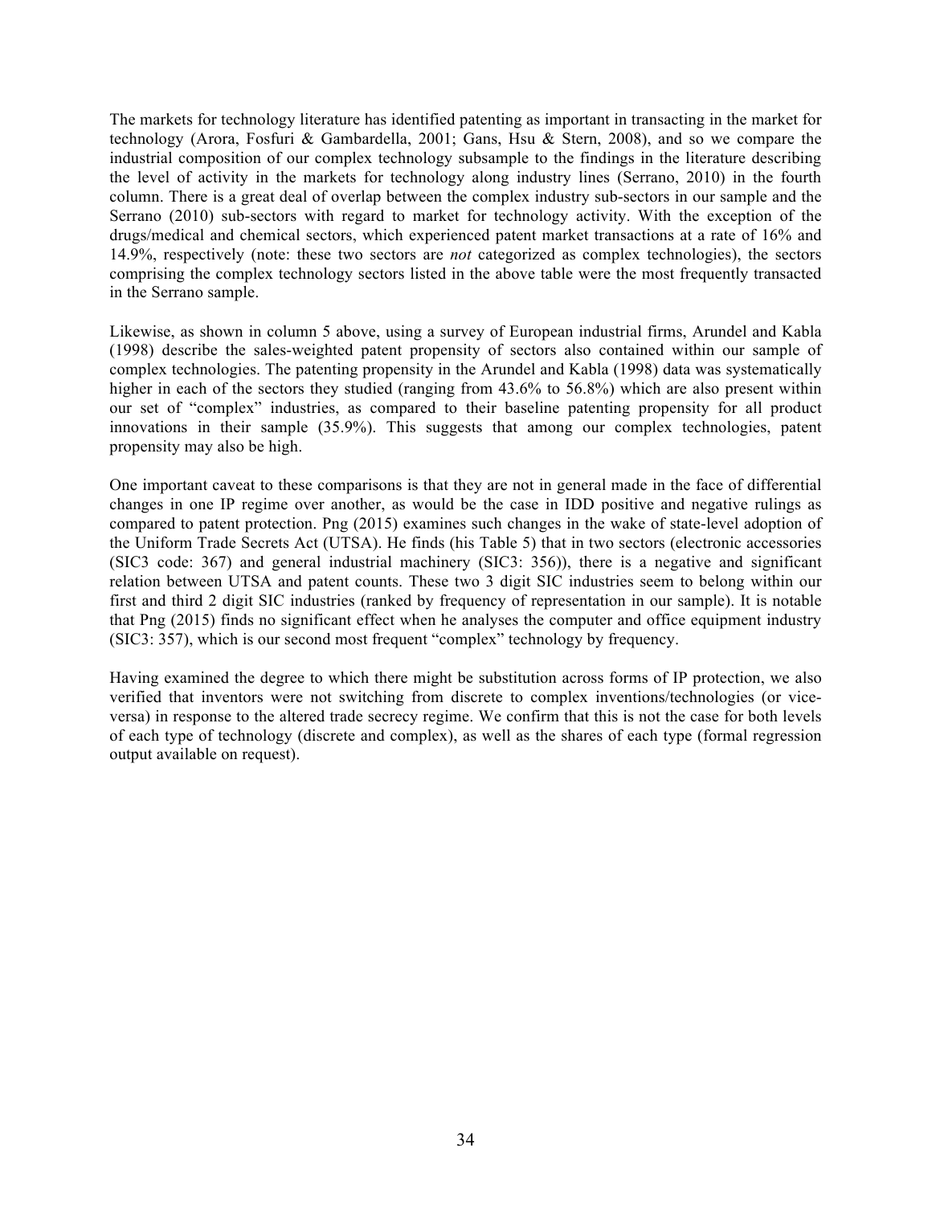The markets for technology literature has identified patenting as important in transacting in the market for technology (Arora, Fosfuri & Gambardella, 2001; Gans, Hsu & Stern, 2008), and so we compare the industrial composition of our complex technology subsample to the findings in the literature describing the level of activity in the markets for technology along industry lines (Serrano, 2010) in the fourth column. There is a great deal of overlap between the complex industry sub-sectors in our sample and the Serrano (2010) sub-sectors with regard to market for technology activity. With the exception of the drugs/medical and chemical sectors, which experienced patent market transactions at a rate of 16% and 14.9%, respectively (note: these two sectors are *not* categorized as complex technologies), the sectors comprising the complex technology sectors listed in the above table were the most frequently transacted in the Serrano sample.

Likewise, as shown in column 5 above, using a survey of European industrial firms, Arundel and Kabla (1998) describe the sales-weighted patent propensity of sectors also contained within our sample of complex technologies. The patenting propensity in the Arundel and Kabla (1998) data was systematically higher in each of the sectors they studied (ranging from 43.6% to 56.8%) which are also present within our set of "complex" industries, as compared to their baseline patenting propensity for all product innovations in their sample (35.9%). This suggests that among our complex technologies, patent propensity may also be high.

One important caveat to these comparisons is that they are not in general made in the face of differential changes in one IP regime over another, as would be the case in IDD positive and negative rulings as compared to patent protection. Png (2015) examines such changes in the wake of state-level adoption of the Uniform Trade Secrets Act (UTSA). He finds (his Table 5) that in two sectors (electronic accessories (SIC3 code: 367) and general industrial machinery (SIC3: 356)), there is a negative and significant relation between UTSA and patent counts. These two 3 digit SIC industries seem to belong within our first and third 2 digit SIC industries (ranked by frequency of representation in our sample). It is notable that Png (2015) finds no significant effect when he analyses the computer and office equipment industry (SIC3: 357), which is our second most frequent "complex" technology by frequency.

Having examined the degree to which there might be substitution across forms of IP protection, we also verified that inventors were not switching from discrete to complex inventions/technologies (or vice-versa) in response to the altered trade secrecy regime. We confirm that this is not the case for both levels of each type of technology (discrete and complex), as well as the shares of each type (formal regression output available on request).